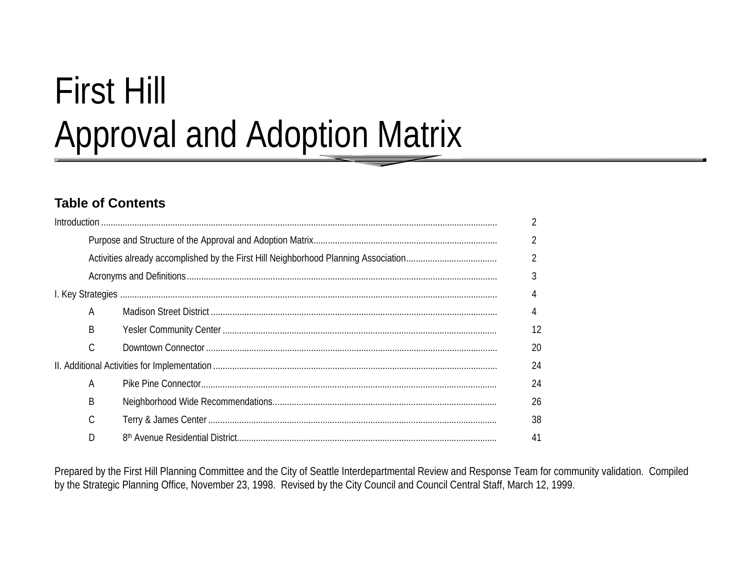# First Hill
# Approval and Adoption Matrix

## Table of Contents

| | | Page |
|---|---|---|
| Introduction | | 2 |
| | Purpose and Structure of the Approval and Adoption Matrix | 2 |
| | Activities already accomplished by the First Hill Neighborhood Planning Association | 2 |
| | Acronyms and Definitions | 3 |
| I. Key Strategies | | 4 |
| A | Madison Street District | 4 |
| B | Yesler Community Center | 12 |
| C | Downtown Connector | 20 |
| II. Additional Activities for Implementation | | 24 |
| A | Pike Pine Connector | 24 |
| B | Neighborhood Wide Recommendations | 26 |
| C | Terry & James Center | 38 |
| D | 8th Avenue Residential District | 41 |

Prepared by the First Hill Planning Committee and the City of Seattle Interdepartmental Review and Response Team for community validation. Compiled by the Strategic Planning Office, November 23, 1998. Revised by the City Council and Council Central Staff, March 12, 1999.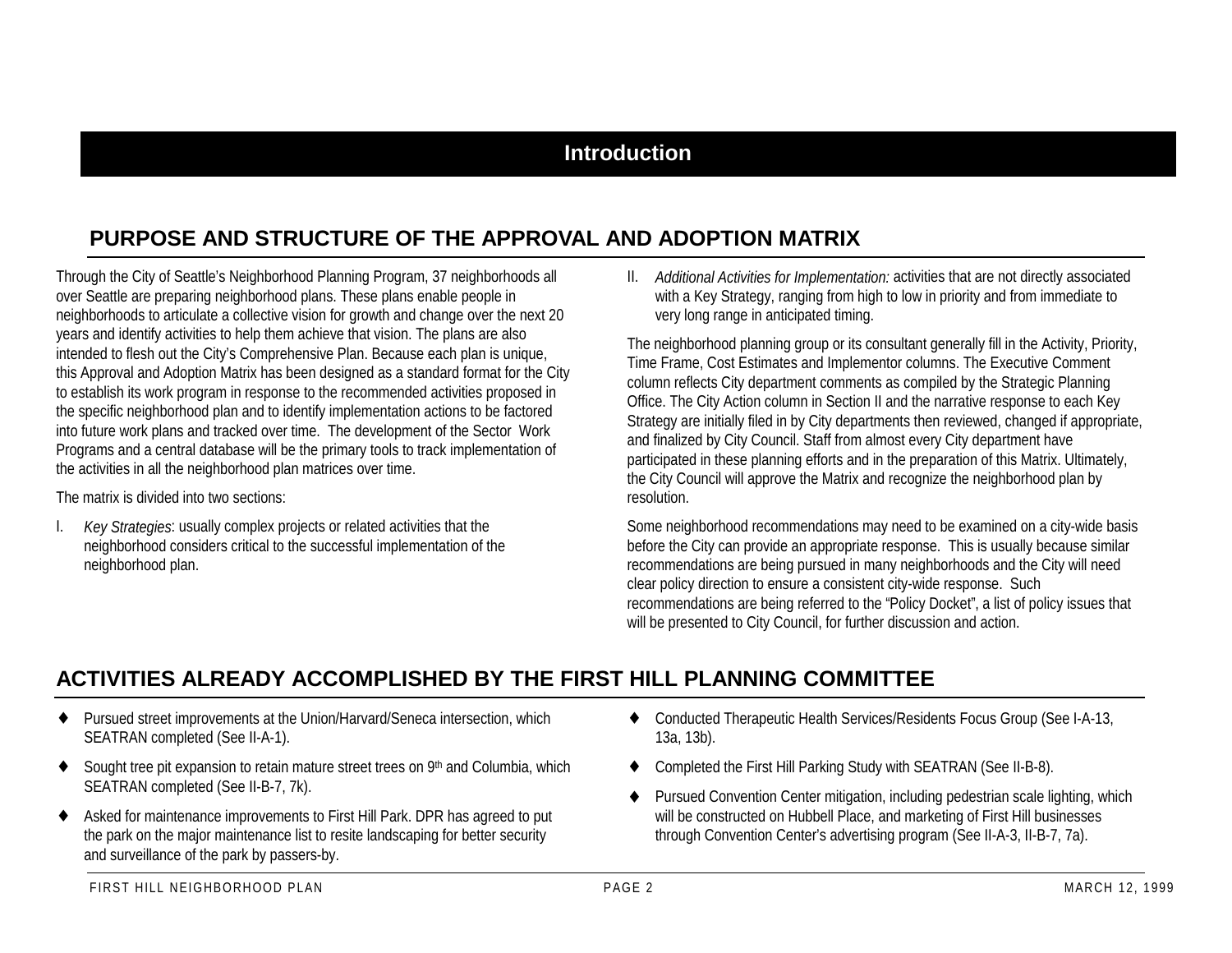# Introduction

## PURPOSE AND STRUCTURE OF THE APPROVAL AND ADOPTION MATRIX

Through the City of Seattle's Neighborhood Planning Program, 37 neighborhoods all over Seattle are preparing neighborhood plans. These plans enable people in neighborhoods to articulate a collective vision for growth and change over the next 20 years and identify activities to help them achieve that vision. The plans are also intended to flesh out the City's Comprehensive Plan. Because each plan is unique, this Approval and Adoption Matrix has been designed as a standard format for the City to establish its work program in response to the recommended activities proposed in the specific neighborhood plan and to identify implementation actions to be factored into future work plans and tracked over time. The development of the Sector Work Programs and a central database will be the primary tools to track implementation of the activities in all the neighborhood plan matrices over time.

The matrix is divided into two sections:

I. *Key Strategies*: usually complex projects or related activities that the neighborhood considers critical to the successful implementation of the neighborhood plan.

II. *Additional Activities for Implementation:* activities that are not directly associated with a Key Strategy, ranging from high to low in priority and from immediate to very long range in anticipated timing.

The neighborhood planning group or its consultant generally fill in the Activity, Priority, Time Frame, Cost Estimates and Implementor columns. The Executive Comment column reflects City department comments as compiled by the Strategic Planning Office. The City Action column in Section II and the narrative response to each Key Strategy are initially filed in by City departments then reviewed, changed if appropriate, and finalized by City Council. Staff from almost every City department have participated in these planning efforts and in the preparation of this Matrix. Ultimately, the City Council will approve the Matrix and recognize the neighborhood plan by resolution.

Some neighborhood recommendations may need to be examined on a city-wide basis before the City can provide an appropriate response. This is usually because similar recommendations are being pursued in many neighborhoods and the City will need clear policy direction to ensure a consistent city-wide response. Such recommendations are being referred to the "Policy Docket", a list of policy issues that will be presented to City Council, for further discussion and action.

## ACTIVITIES ALREADY ACCOMPLISHED BY THE FIRST HILL PLANNING COMMITTEE

- Pursued street improvements at the Union/Harvard/Seneca intersection, which SEATRAN completed (See II-A-1).
- Sought tree pit expansion to retain mature street trees on 9th and Columbia, which SEATRAN completed (See II-B-7, 7k).
- Asked for maintenance improvements to First Hill Park. DPR has agreed to put the park on the major maintenance list to resite landscaping for better security and surveillance of the park by passers-by.
- Conducted Therapeutic Health Services/Residents Focus Group (See I-A-13, 13a, 13b).
- Completed the First Hill Parking Study with SEATRAN (See II-B-8).
- Pursued Convention Center mitigation, including pedestrian scale lighting, which will be constructed on Hubbell Place, and marketing of First Hill businesses through Convention Center's advertising program (See II-A-3, II-B-7, 7a).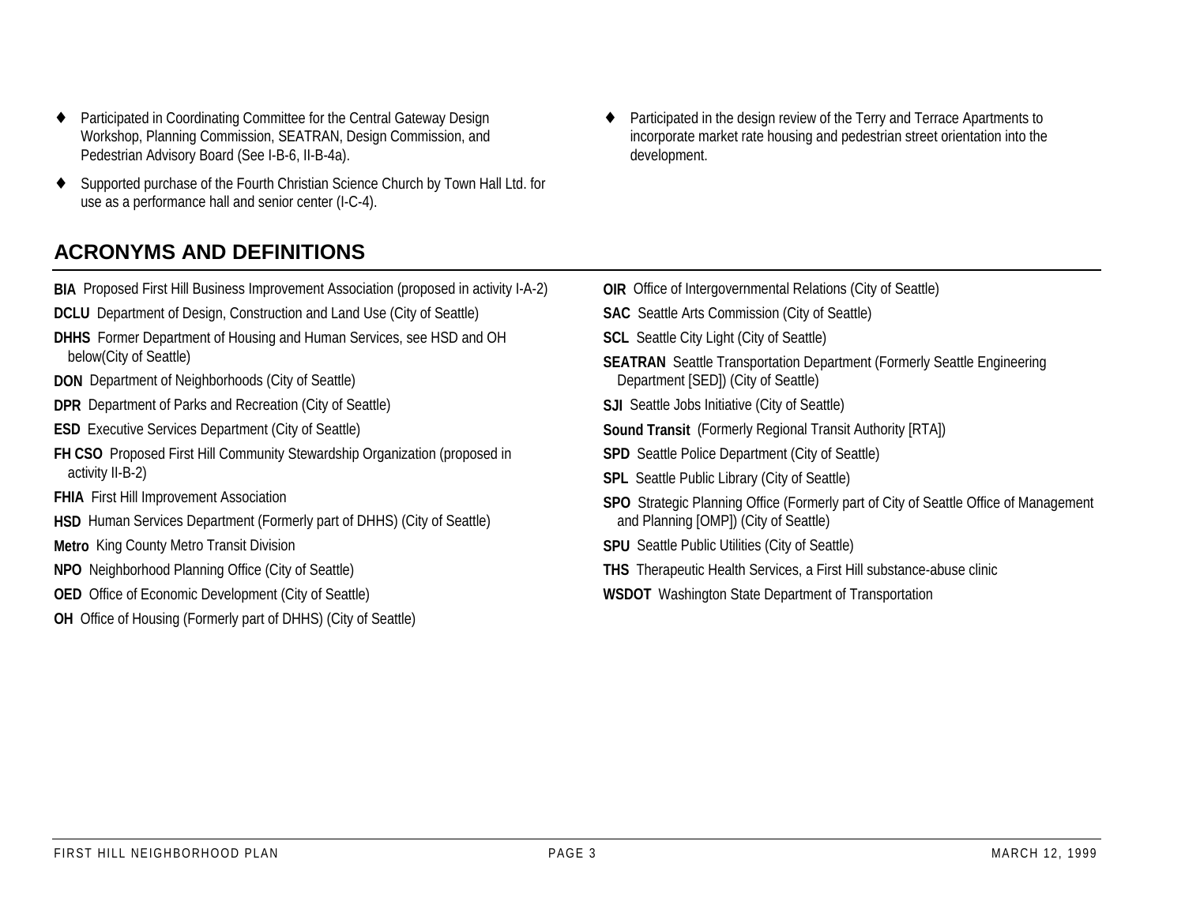- Participated in Coordinating Committee for the Central Gateway Design Workshop, Planning Commission, SEATRAN, Design Commission, and Pedestrian Advisory Board (See I-B-6, II-B-4a).
- Supported purchase of the Fourth Christian Science Church by Town Hall Ltd. for use as a performance hall and senior center (I-C-4).
- Participated in the design review of the Terry and Terrace Apartments to incorporate market rate housing and pedestrian street orientation into the development.

## ACRONYMS AND DEFINITIONS

**BIA** Proposed First Hill Business Improvement Association (proposed in activity I-A-2)

**DCLU** Department of Design, Construction and Land Use (City of Seattle)

**DHHS** Former Department of Housing and Human Services, see HSD and OH below(City of Seattle)

**DON** Department of Neighborhoods (City of Seattle)

**DPR** Department of Parks and Recreation (City of Seattle)

**ESD** Executive Services Department (City of Seattle)

**FH CSO** Proposed First Hill Community Stewardship Organization (proposed in activity II-B-2)

**FHIA** First Hill Improvement Association

**HSD** Human Services Department (Formerly part of DHHS) (City of Seattle)

**Metro** King County Metro Transit Division

**NPO** Neighborhood Planning Office (City of Seattle)

**OED** Office of Economic Development (City of Seattle)

**OH** Office of Housing (Formerly part of DHHS) (City of Seattle)

**OIR** Office of Intergovernmental Relations (City of Seattle)

**SAC** Seattle Arts Commission (City of Seattle)

**SCL** Seattle City Light (City of Seattle)

**SEATRAN** Seattle Transportation Department (Formerly Seattle Engineering Department [SED]) (City of Seattle)

**SJI** Seattle Jobs Initiative (City of Seattle)

**Sound Transit** (Formerly Regional Transit Authority [RTA])

**SPD** Seattle Police Department (City of Seattle)

**SPL** Seattle Public Library (City of Seattle)

**SPO** Strategic Planning Office (Formerly part of City of Seattle Office of Management and Planning [OMP]) (City of Seattle)

**SPU** Seattle Public Utilities (City of Seattle)

**THS** Therapeutic Health Services, a First Hill substance-abuse clinic

**WSDOT** Washington State Department of Transportation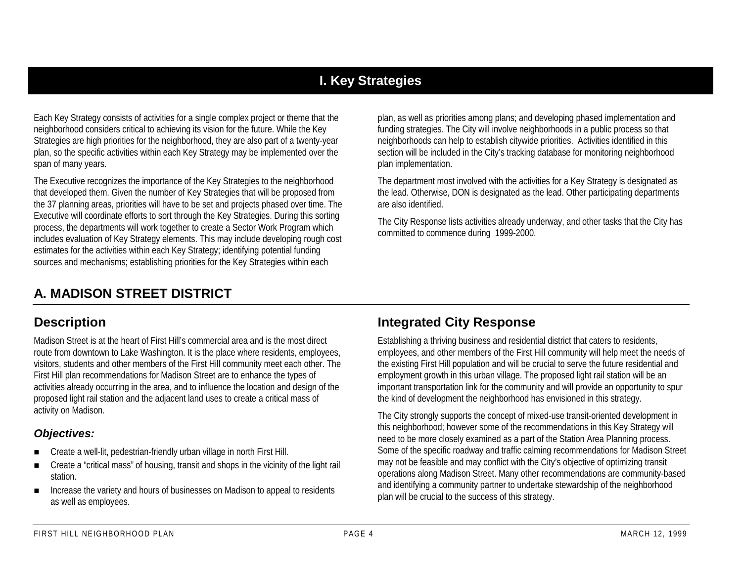# I. Key Strategies

Each Key Strategy consists of activities for a single complex project or theme that the neighborhood considers critical to achieving its vision for the future. While the Key Strategies are high priorities for the neighborhood, they are also part of a twenty-year plan, so the specific activities within each Key Strategy may be implemented over the span of many years.

The Executive recognizes the importance of the Key Strategies to the neighborhood that developed them. Given the number of Key Strategies that will be proposed from the 37 planning areas, priorities will have to be set and projects phased over time. The Executive will coordinate efforts to sort through the Key Strategies. During this sorting process, the departments will work together to create a Sector Work Program which includes evaluation of Key Strategy elements. This may include developing rough cost estimates for the activities within each Key Strategy; identifying potential funding sources and mechanisms; establishing priorities for the Key Strategies within each plan, as well as priorities among plans; and developing phased implementation and funding strategies. The City will involve neighborhoods in a public process so that neighborhoods can help to establish citywide priorities. Activities identified in this section will be included in the City's tracking database for monitoring neighborhood plan implementation.

The department most involved with the activities for a Key Strategy is designated as the lead. Otherwise, DON is designated as the lead. Other participating departments are also identified.

The City Response lists activities already underway, and other tasks that the City has committed to commence during 1999-2000.

## A. MADISON STREET DISTRICT

### Description

Madison Street is at the heart of First Hill's commercial area and is the most direct route from downtown to Lake Washington. It is the place where residents, employees, visitors, students and other members of the First Hill community meet each other. The First Hill plan recommendations for Madison Street are to enhance the types of activities already occurring in the area, and to influence the location and design of the proposed light rail station and the adjacent land uses to create a critical mass of activity on Madison.

#### *Objectives:*

- Create a well-lit, pedestrian-friendly urban village in north First Hill.
- Create a "critical mass" of housing, transit and shops in the vicinity of the light rail station.
- Increase the variety and hours of businesses on Madison to appeal to residents as well as employees.

### Integrated City Response

Establishing a thriving business and residential district that caters to residents, employees, and other members of the First Hill community will help meet the needs of the existing First Hill population and will be crucial to serve the future residential and employment growth in this urban village. The proposed light rail station will be an important transportation link for the community and will provide an opportunity to spur the kind of development the neighborhood has envisioned in this strategy.

The City strongly supports the concept of mixed-use transit-oriented development in this neighborhood; however some of the recommendations in this Key Strategy will need to be more closely examined as a part of the Station Area Planning process. Some of the specific roadway and traffic calming recommendations for Madison Street may not be feasible and may conflict with the City's objective of optimizing transit operations along Madison Street. Many other recommendations are community-based and identifying a community partner to undertake stewardship of the neighborhood plan will be crucial to the success of this strategy.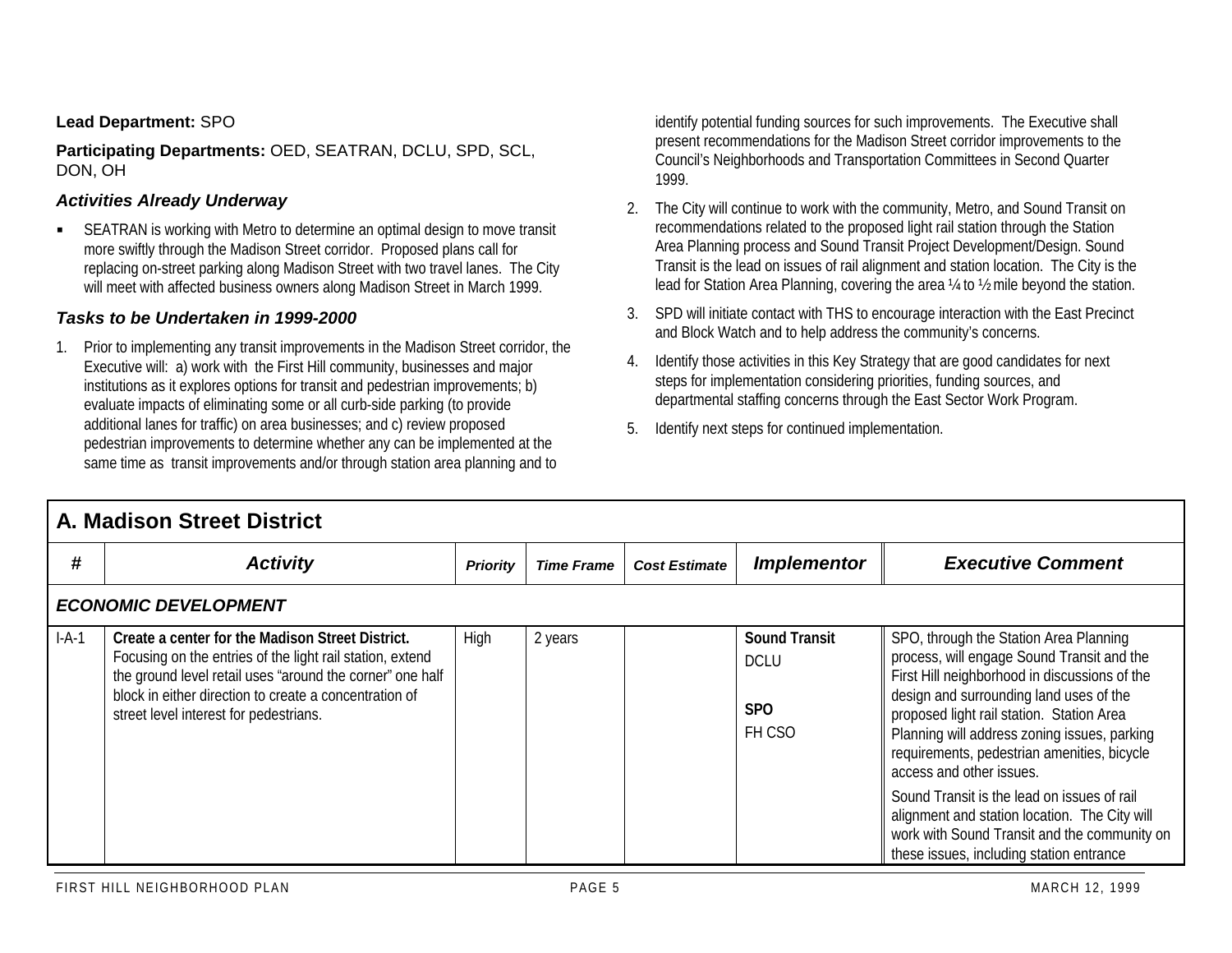**Lead Department:** SPO

**Participating Departments:** OED, SEATRAN, DCLU, SPD, SCL, DON, OH

### *Activities Already Underway*

- SEATRAN is working with Metro to determine an optimal design to move transit more swiftly through the Madison Street corridor. Proposed plans call for replacing on-street parking along Madison Street with two travel lanes. The City will meet with affected business owners along Madison Street in March 1999.

### *Tasks to be Undertaken in 1999-2000*

1. Prior to implementing any transit improvements in the Madison Street corridor, the Executive will: a) work with the First Hill community, businesses and major institutions as it explores options for transit and pedestrian improvements; b) evaluate impacts of eliminating some or all curb-side parking (to provide additional lanes for traffic) on area businesses; and c) review proposed pedestrian improvements to determine whether any can be implemented at the same time as transit improvements and/or through station area planning and to identify potential funding sources for such improvements. The Executive shall present recommendations for the Madison Street corridor improvements to the Council's Neighborhoods and Transportation Committees in Second Quarter 1999.
2. The City will continue to work with the community, Metro, and Sound Transit on recommendations related to the proposed light rail station through the Station Area Planning process and Sound Transit Project Development/Design. Sound Transit is the lead on issues of rail alignment and station location. The City is the lead for Station Area Planning, covering the area ¼ to ½ mile beyond the station.
3. SPD will initiate contact with THS to encourage interaction with the East Precinct and Block Watch and to help address the community's concerns.
4. Identify those activities in this Key Strategy that are good candidates for next steps for implementation considering priorities, funding sources, and departmental staffing concerns through the East Sector Work Program.
5. Identify next steps for continued implementation.

## A. Madison Street District

| # | Activity | Priority | Time Frame | Cost Estimate | Implementor | Executive Comment |
|---|---|---|---|---|---|---|
| ***ECONOMIC DEVELOPMENT*** | | | | | | |
| I-A-1 | **Create a center for the Madison Street District.** Focusing on the entries of the light rail station, extend the ground level retail uses "around the corner" one half block in either direction to create a concentration of street level interest for pedestrians. | High | 2 years | | **Sound Transit**<br>DCLU<br><br>**SPO**<br>FH CSO | SPO, through the Station Area Planning process, will engage Sound Transit and the First Hill neighborhood in discussions of the design and surrounding land uses of the proposed light rail station. Station Area Planning will address zoning issues, parking requirements, pedestrian amenities, bicycle access and other issues.<br><br>Sound Transit is the lead on issues of rail alignment and station location. The City will work with Sound Transit and the community on these issues, including station entrance |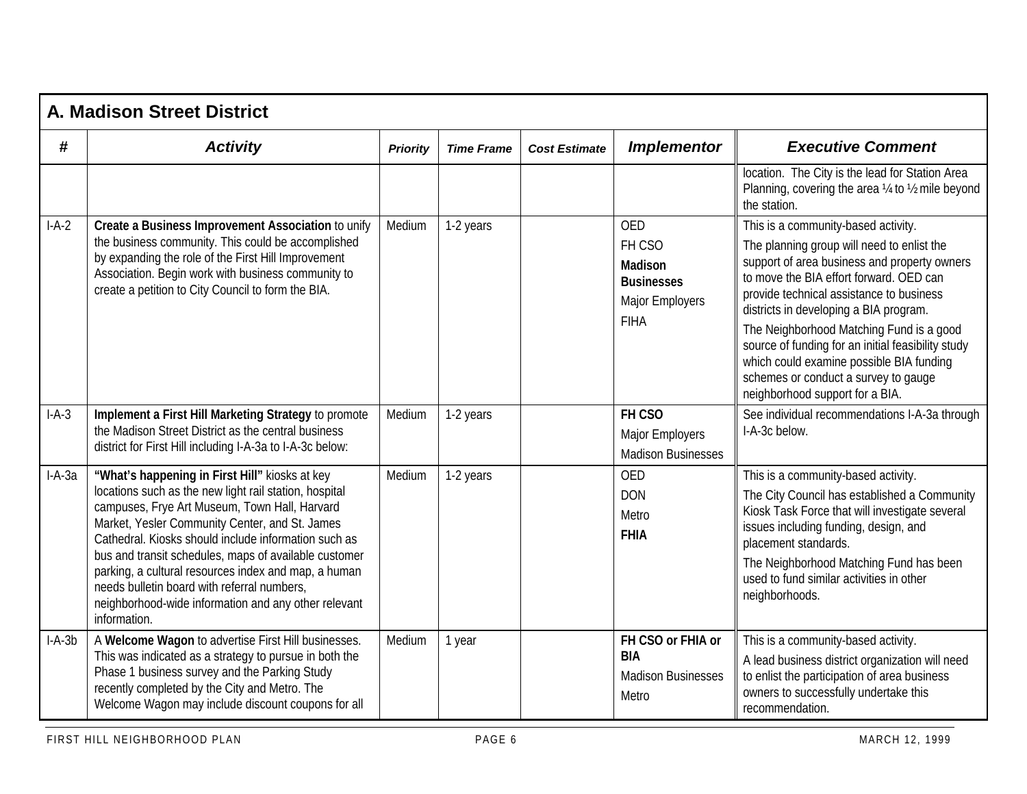## A. Madison Street District

| # | Activity | Priority | Time Frame | Cost Estimate | Implementor | Executive Comment |
|---|---|---|---|---|---|---|
| | | | | | | location. The City is the lead for Station Area Planning, covering the area ¼ to ½ mile beyond the station. |
| I-A-2 | **Create a Business Improvement Association** to unify the business community. This could be accomplished by expanding the role of the First Hill Improvement Association. Begin work with business community to create a petition to City Council to form the BIA. | Medium | 1-2 years | | OED<br>FH CSO<br>**Madison Businesses**<br>Major Employers<br>FIHA | This is a community-based activity.<br>The planning group will need to enlist the support of area business and property owners to move the BIA effort forward. OED can provide technical assistance to business districts in developing a BIA program.<br>The Neighborhood Matching Fund is a good source of funding for an initial feasibility study which could examine possible BIA funding schemes or conduct a survey to gauge neighborhood support for a BIA. |
| I-A-3 | **Implement a First Hill Marketing Strategy** to promote the Madison Street District as the central business district for First Hill including I-A-3a to I-A-3c below: | Medium | 1-2 years | | **FH CSO**<br>Major Employers<br>Madison Businesses | See individual recommendations I-A-3a through I-A-3c below. |
| I-A-3a | **"What's happening in First Hill"** kiosks at key locations such as the new light rail station, hospital campuses, Frye Art Museum, Town Hall, Harvard Market, Yesler Community Center, and St. James Cathedral. Kiosks should include information such as bus and transit schedules, maps of available customer parking, a cultural resources index and map, a human needs bulletin board with referral numbers, neighborhood-wide information and any other relevant information. | Medium | 1-2 years | | OED<br>DON<br>Metro<br>**FHIA** | This is a community-based activity.<br>The City Council has established a Community Kiosk Task Force that will investigate several issues including funding, design, and placement standards.<br>The Neighborhood Matching Fund has been used to fund similar activities in other neighborhoods. |
| I-A-3b | A **Welcome Wagon** to advertise First Hill businesses. This was indicated as a strategy to pursue in both the Phase 1 business survey and the Parking Study recently completed by the City and Metro. The Welcome Wagon may include discount coupons for all | Medium | 1 year | | **FH CSO or FHIA or BIA**<br>Madison Businesses<br>Metro | This is a community-based activity.<br>A lead business district organization will need to enlist the participation of area business owners to successfully undertake this recommendation. |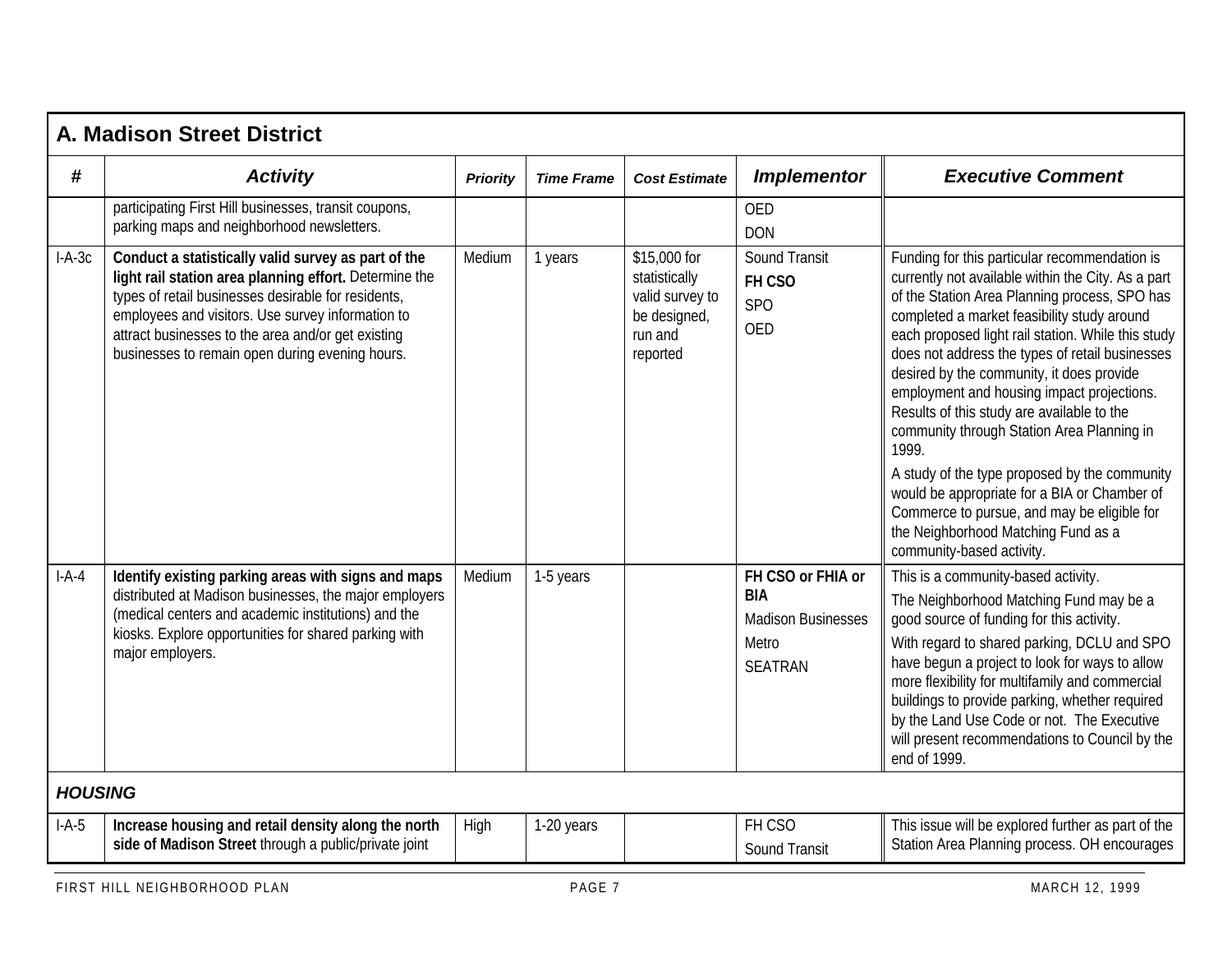## A. Madison Street District

| # | Activity | Priority | Time Frame | Cost Estimate | Implementor | Executive Comment |
|---|---|---|---|---|---|---|
| | participating First Hill businesses, transit coupons, parking maps and neighborhood newsletters. | | | | OED<br>DON | |
| I-A-3c | **Conduct a statistically valid survey as part of the light rail station area planning effort.** Determine the types of retail businesses desirable for residents, employees and visitors. Use survey information to attract businesses to the area and/or get existing businesses to remain open during evening hours. | Medium | 1 years | $15,000 for statistically valid survey to be designed, run and reported | Sound Transit<br>**FH CSO**<br>SPO<br>OED | Funding for this particular recommendation is currently not available within the City. As a part of the Station Area Planning process, SPO has completed a market feasibility study around each proposed light rail station. While this study does not address the types of retail businesses desired by the community, it does provide employment and housing impact projections. Results of this study are available to the community through Station Area Planning in 1999.<br>A study of the type proposed by the community would be appropriate for a BIA or Chamber of Commerce to pursue, and may be eligible for the Neighborhood Matching Fund as a community-based activity. |
| I-A-4 | **Identify existing parking areas with signs and maps** distributed at Madison businesses, the major employers (medical centers and academic institutions) and the kiosks. Explore opportunities for shared parking with major employers. | Medium | 1-5 years | | **FH CSO or FHIA or BIA**<br>Madison Businesses<br>Metro<br>SEATRAN | This is a community-based activity.<br>The Neighborhood Matching Fund may be a good source of funding for this activity.<br>With regard to shared parking, DCLU and SPO have begun a project to look for ways to allow more flexibility for multifamily and commercial buildings to provide parking, whether required by the Land Use Code or not. The Executive will present recommendations to Council by the end of 1999. |
| ***HOUSING*** | | | | | | |
| I-A-5 | **Increase housing and retail density along the north side of Madison Street** through a public/private joint | High | 1-20 years | | FH CSO<br>Sound Transit | This issue will be explored further as part of the Station Area Planning process. OH encourages |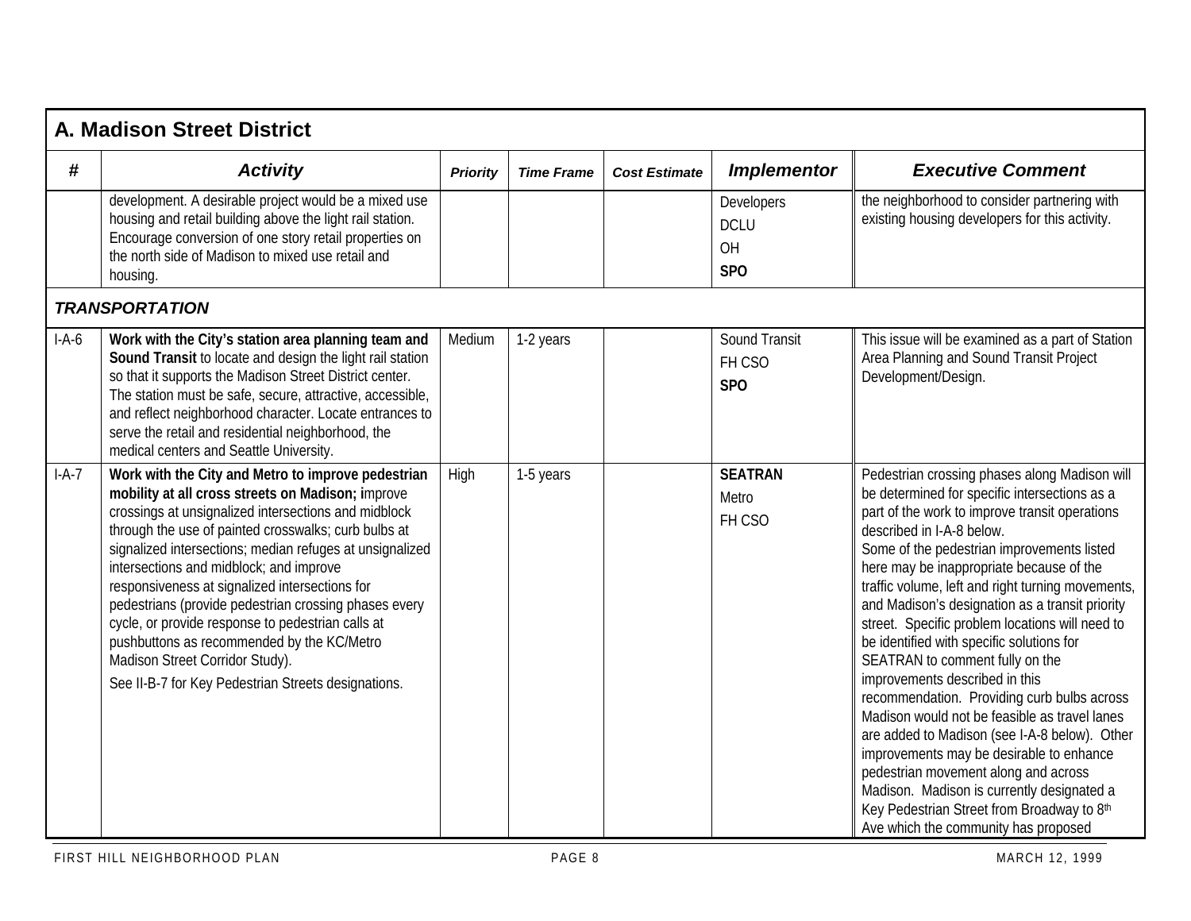## A. Madison Street District

| # | Activity | Priority | Time Frame | Cost Estimate | Implementor | Executive Comment |
|---|---|---|---|---|---|---|
| | development. A desirable project would be a mixed use housing and retail building above the light rail station. Encourage conversion of one story retail properties on the north side of Madison to mixed use retail and housing. | | | | Developers<br>DCLU<br>OH<br>**SPO** | the neighborhood to consider partnering with existing housing developers for this activity. |
| ***TRANSPORTATION*** | | | | | | |
| I-A-6 | **Work with the City's station area planning team and Sound Transit** to locate and design the light rail station so that it supports the Madison Street District center. The station must be safe, secure, attractive, accessible, and reflect neighborhood character. Locate entrances to serve the retail and residential neighborhood, the medical centers and Seattle University. | Medium | 1-2 years | | Sound Transit<br>FH CSO<br>**SPO** | This issue will be examined as a part of Station Area Planning and Sound Transit Project Development/Design. |
| I-A-7 | **Work with the City and Metro to improve pedestrian mobility at all cross streets on Madison; i**mprove crossings at unsignalized intersections and midblock through the use of painted crosswalks; curb bulbs at signalized intersections; median refuges at unsignalized intersections and midblock; and improve responsiveness at signalized intersections for pedestrians (provide pedestrian crossing phases every cycle, or provide response to pedestrian calls at pushbuttons as recommended by the KC/Metro Madison Street Corridor Study).<br>See II-B-7 for Key Pedestrian Streets designations. | High | 1-5 years | | **SEATRAN**<br>Metro<br>FH CSO | Pedestrian crossing phases along Madison will be determined for specific intersections as a part of the work to improve transit operations described in I-A-8 below.<br>Some of the pedestrian improvements listed here may be inappropriate because of the traffic volume, left and right turning movements, and Madison's designation as a transit priority street. Specific problem locations will need to be identified with specific solutions for SEATRAN to comment fully on the improvements described in this recommendation. Providing curb bulbs across Madison would not be feasible as travel lanes are added to Madison (see I-A-8 below). Other improvements may be desirable to enhance pedestrian movement along and across Madison. Madison is currently designated a Key Pedestrian Street from Broadway to 8th Ave which the community has proposed |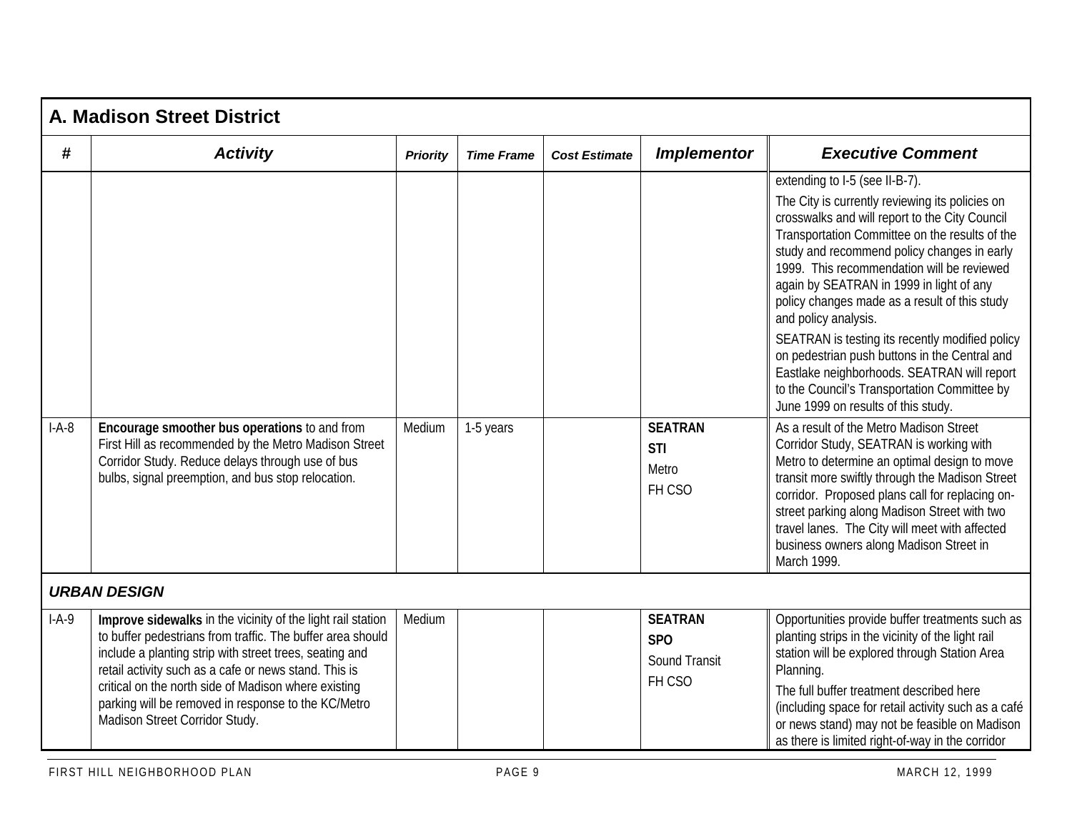## A. Madison Street District

| # | Activity | Priority | Time Frame | Cost Estimate | Implementor | Executive Comment |
|---|---|---|---|---|---|---|
| | | | | | | extending to I-5 (see II-B-7). The City is currently reviewing its policies on crosswalks and will report to the City Council Transportation Committee on the results of the study and recommend policy changes in early 1999. This recommendation will be reviewed again by SEATRAN in 1999 in light of any policy changes made as a result of this study and policy analysis. SEATRAN is testing its recently modified policy on pedestrian push buttons in the Central and Eastlake neighborhoods. SEATRAN will report to the Council's Transportation Committee by June 1999 on results of this study. |
| I-A-8 | **Encourage smoother bus operations** to and from First Hill as recommended by the Metro Madison Street Corridor Study. Reduce delays through use of bus bulbs, signal preemption, and bus stop relocation. | Medium | 1-5 years | | **SEATRAN** **STI** Metro FH CSO | As a result of the Metro Madison Street Corridor Study, SEATRAN is working with Metro to determine an optimal design to move transit more swiftly through the Madison Street corridor. Proposed plans call for replacing on-street parking along Madison Street with two travel lanes. The City will meet with affected business owners along Madison Street in March 1999. |
| ***URBAN DESIGN*** | | | | | | |
| I-A-9 | **Improve sidewalks** in the vicinity of the light rail station to buffer pedestrians from traffic. The buffer area should include a planting strip with street trees, seating and retail activity such as a cafe or news stand. This is critical on the north side of Madison where existing parking will be removed in response to the KC/Metro Madison Street Corridor Study. | Medium | | | **SEATRAN** **SPO** Sound Transit FH CSO | Opportunities provide buffer treatments such as planting strips in the vicinity of the light rail station will be explored through Station Area Planning. The full buffer treatment described here (including space for retail activity such as a café or news stand) may not be feasible on Madison as there is limited right-of-way in the corridor |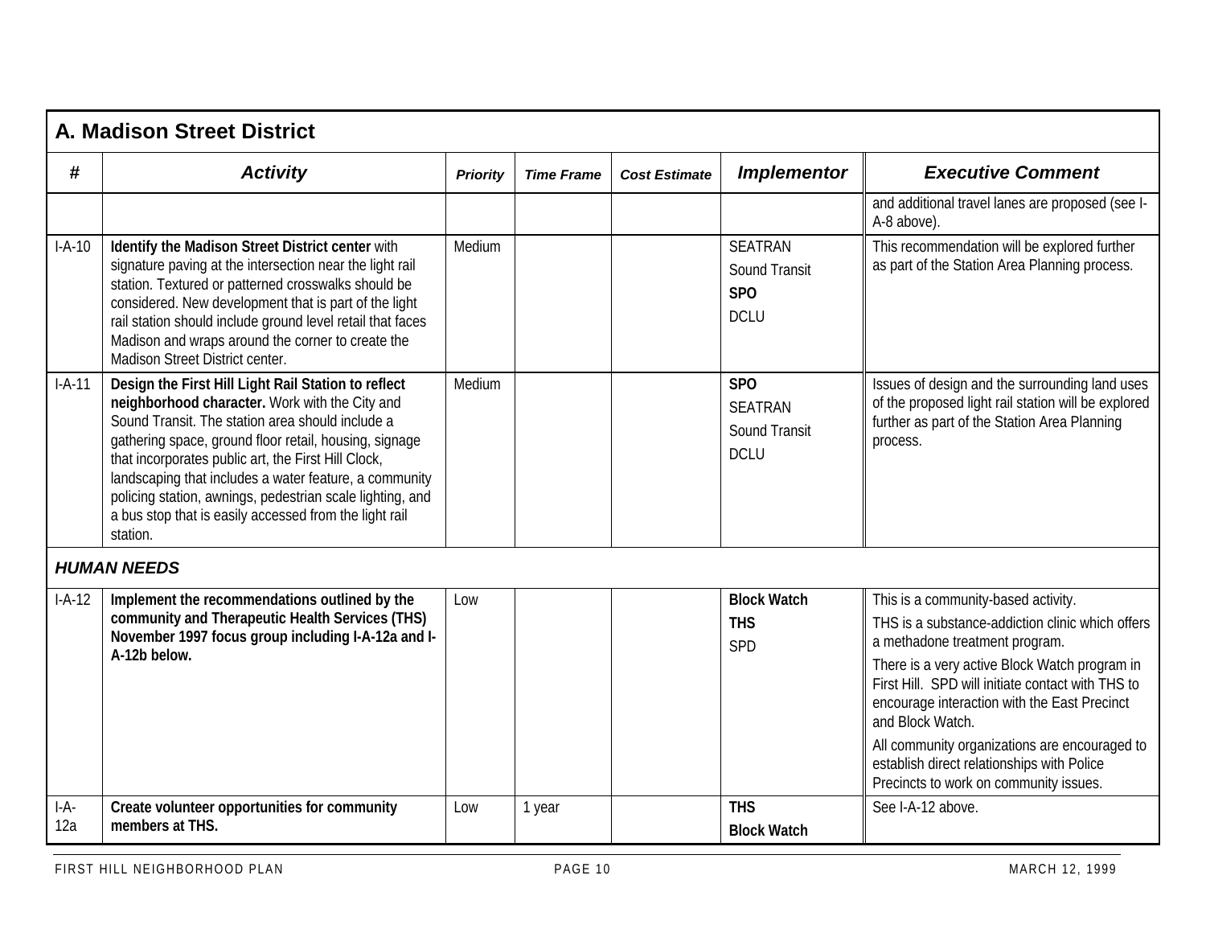## A. Madison Street District

| # | Activity | Priority | Time Frame | Cost Estimate | Implementor | Executive Comment |
|---|---|---|---|---|---|---|
| | | | | | | and additional travel lanes are proposed (see I-A-8 above). |
| I-A-10 | **Identify the Madison Street District center** with signature paving at the intersection near the light rail station. Textured or patterned crosswalks should be considered. New development that is part of the light rail station should include ground level retail that faces Madison and wraps around the corner to create the Madison Street District center. | Medium | | | SEATRAN<br>Sound Transit<br>**SPO**<br>DCLU | This recommendation will be explored further as part of the Station Area Planning process. |
| I-A-11 | **Design the First Hill Light Rail Station to reflect neighborhood character.** Work with the City and Sound Transit. The station area should include a gathering space, ground floor retail, housing, signage that incorporates public art, the First Hill Clock, landscaping that includes a water feature, a community policing station, awnings, pedestrian scale lighting, and a bus stop that is easily accessed from the light rail station. | Medium | | | **SPO**<br>SEATRAN<br>Sound Transit<br>DCLU | Issues of design and the surrounding land uses of the proposed light rail station will be explored further as part of the Station Area Planning process. |
| ***HUMAN NEEDS*** | | | | | | |
| I-A-12 | **Implement the recommendations outlined by the community and Therapeutic Health Services (THS) November 1997 focus group including I-A-12a and I-A-12b below.** | Low | | | **Block Watch**<br>**THS**<br>SPD | This is a community-based activity.<br>THS is a substance-addiction clinic which offers a methadone treatment program.<br>There is a very active Block Watch program in First Hill. SPD will initiate contact with THS to encourage interaction with the East Precinct and Block Watch.<br>All community organizations are encouraged to establish direct relationships with Police Precincts to work on community issues. |
| I-A-12a | **Create volunteer opportunities for community members at THS.** | Low | 1 year | | **THS**<br>**Block Watch** | See I-A-12 above. |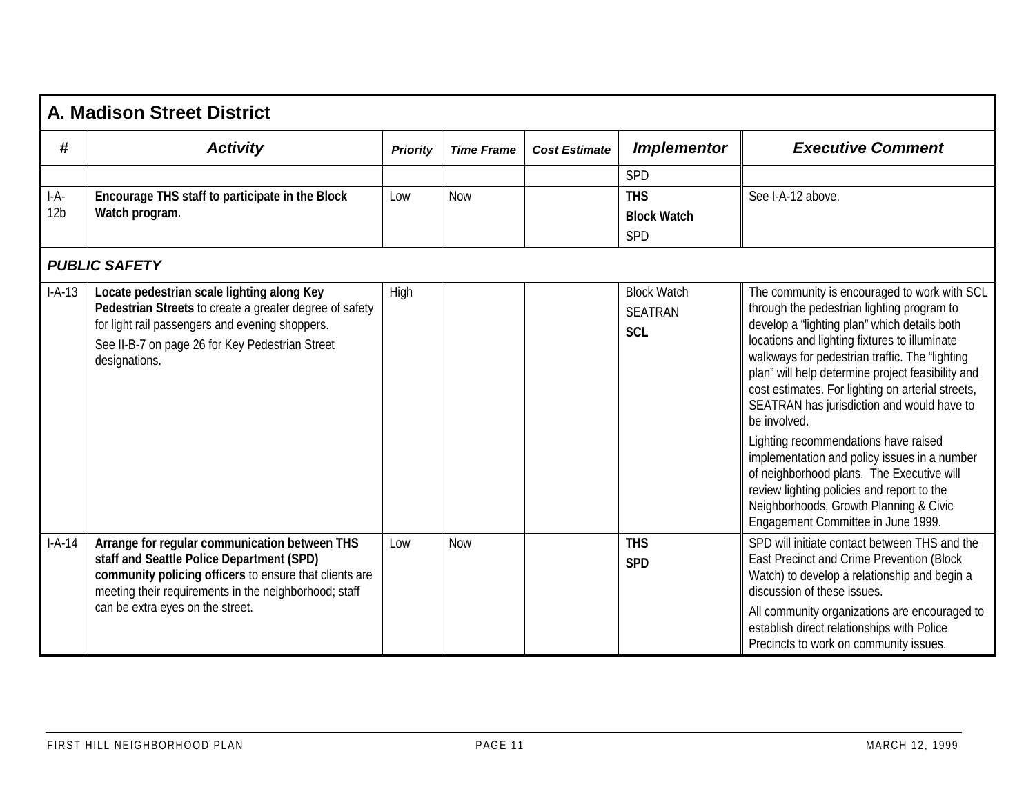## A. Madison Street District

| # | Activity | Priority | Time Frame | Cost Estimate | Implementor | Executive Comment |
|---|---|---|---|---|---|---|
| | | | | | SPD | |
| I-A-12b | **Encourage THS staff to participate in the Block Watch program**. | Low | Now | | **THS**<br>**Block Watch**<br>SPD | See I-A-12 above. |
| ***PUBLIC SAFETY*** | | | | | | |
| I-A-13 | **Locate pedestrian scale lighting along Key Pedestrian Streets** to create a greater degree of safety for light rail passengers and evening shoppers.<br>See II-B-7 on page 26 for Key Pedestrian Street designations. | High | | | Block Watch<br>SEATRAN<br>**SCL** | The community is encouraged to work with SCL through the pedestrian lighting program to develop a "lighting plan" which details both locations and lighting fixtures to illuminate walkways for pedestrian traffic. The "lighting plan" will help determine project feasibility and cost estimates. For lighting on arterial streets, SEATRAN has jurisdiction and would have to be involved.<br>Lighting recommendations have raised implementation and policy issues in a number of neighborhood plans. The Executive will review lighting policies and report to the Neighborhoods, Growth Planning & Civic Engagement Committee in June 1999. |
| I-A-14 | **Arrange for regular communication between THS staff and Seattle Police Department (SPD) community policing officers** to ensure that clients are meeting their requirements in the neighborhood; staff can be extra eyes on the street. | Low | Now | | **THS**<br>**SPD** | SPD will initiate contact between THS and the East Precinct and Crime Prevention (Block Watch) to develop a relationship and begin a discussion of these issues.<br>All community organizations are encouraged to establish direct relationships with Police Precincts to work on community issues. |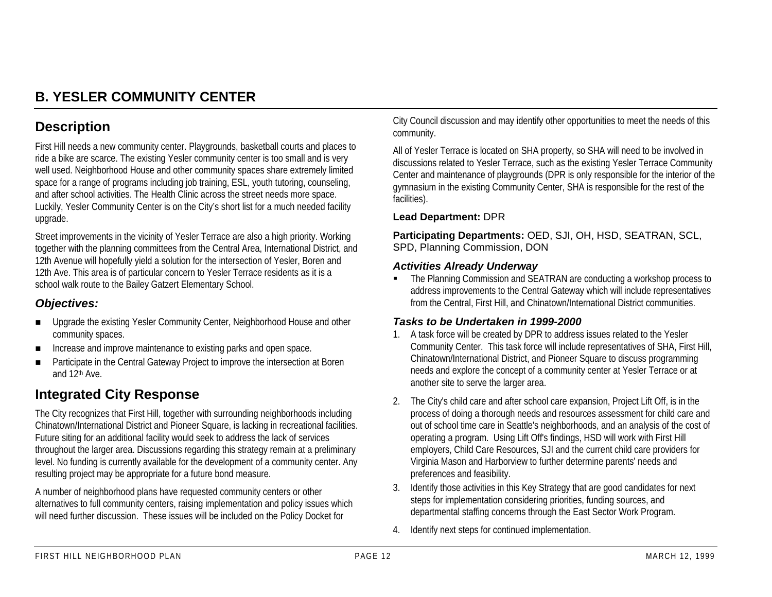# B. YESLER COMMUNITY CENTER

## Description

First Hill needs a new community center. Playgrounds, basketball courts and places to ride a bike are scarce. The existing Yesler community center is too small and is very well used. Neighborhood House and other community spaces share extremely limited space for a range of programs including job training, ESL, youth tutoring, counseling, and after school activities. The Health Clinic across the street needs more space. Luckily, Yesler Community Center is on the City's short list for a much needed facility upgrade.

Street improvements in the vicinity of Yesler Terrace are also a high priority. Working together with the planning committees from the Central Area, International District, and 12th Avenue will hopefully yield a solution for the intersection of Yesler, Boren and 12th Ave. This area is of particular concern to Yesler Terrace residents as it is a school walk route to the Bailey Gatzert Elementary School.

### *Objectives:*

- Upgrade the existing Yesler Community Center, Neighborhood House and other community spaces.
- Increase and improve maintenance to existing parks and open space.
- Participate in the Central Gateway Project to improve the intersection at Boren and 12th Ave.

## Integrated City Response

The City recognizes that First Hill, together with surrounding neighborhoods including Chinatown/International District and Pioneer Square, is lacking in recreational facilities. Future siting for an additional facility would seek to address the lack of services throughout the larger area. Discussions regarding this strategy remain at a preliminary level. No funding is currently available for the development of a community center. Any resulting project may be appropriate for a future bond measure.

A number of neighborhood plans have requested community centers or other alternatives to full community centers, raising implementation and policy issues which will need further discussion. These issues will be included on the Policy Docket for City Council discussion and may identify other opportunities to meet the needs of this community.

All of Yesler Terrace is located on SHA property, so SHA will need to be involved in discussions related to Yesler Terrace, such as the existing Yesler Terrace Community Center and maintenance of playgrounds (DPR is only responsible for the interior of the gymnasium in the existing Community Center, SHA is responsible for the rest of the facilities).

**Lead Department:** DPR

**Participating Departments:** OED, SJI, OH, HSD, SEATRAN, SCL, SPD, Planning Commission, DON

### *Activities Already Underway*

- The Planning Commission and SEATRAN are conducting a workshop process to address improvements to the Central Gateway which will include representatives from the Central, First Hill, and Chinatown/International District communities.

### *Tasks to be Undertaken in 1999-2000*

1. A task force will be created by DPR to address issues related to the Yesler Community Center. This task force will include representatives of SHA, First Hill, Chinatown/International District, and Pioneer Square to discuss programming needs and explore the concept of a community center at Yesler Terrace or at another site to serve the larger area.
2. The City's child care and after school care expansion, Project Lift Off, is in the process of doing a thorough needs and resources assessment for child care and out of school time care in Seattle's neighborhoods, and an analysis of the cost of operating a program. Using Lift Off's findings, HSD will work with First Hill employers, Child Care Resources, SJI and the current child care providers for Virginia Mason and Harborview to further determine parents' needs and preferences and feasibility.
3. Identify those activities in this Key Strategy that are good candidates for next steps for implementation considering priorities, funding sources, and departmental staffing concerns through the East Sector Work Program.
4. Identify next steps for continued implementation.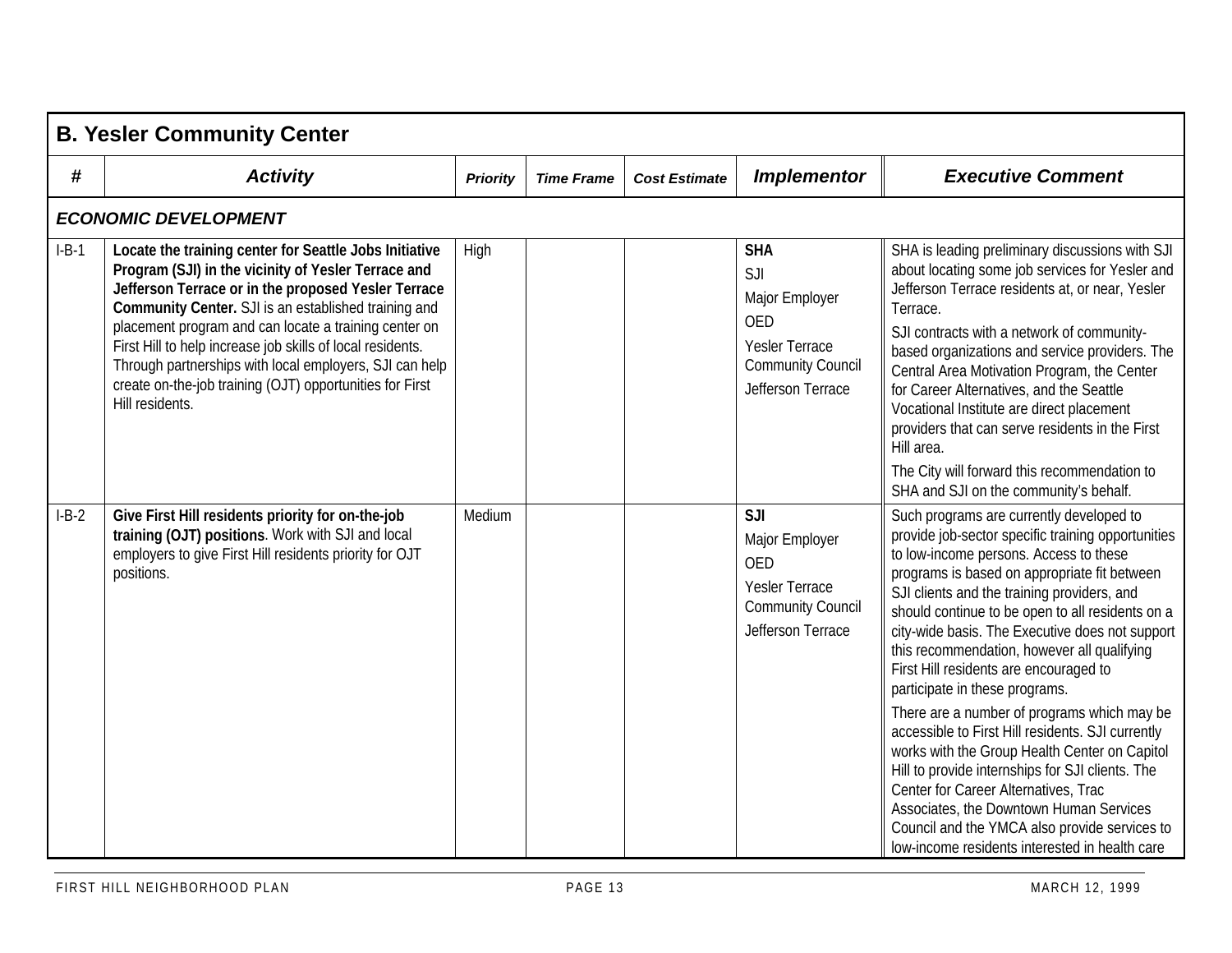## B. Yesler Community Center

| # | Activity | Priority | Time Frame | Cost Estimate | Implementor | Executive Comment |
|---|---|---|---|---|---|---|
| ***ECONOMIC DEVELOPMENT*** | | | | | | |
| I-B-1 | **Locate the training center for Seattle Jobs Initiative Program (SJI) in the vicinity of Yesler Terrace and Jefferson Terrace or in the proposed Yesler Terrace Community Center.** SJI is an established training and placement program and can locate a training center on First Hill to help increase job skills of local residents. Through partnerships with local employers, SJI can help create on-the-job training (OJT) opportunities for First Hill residents. | High | | | **SHA**<br>SJI<br>Major Employer<br>OED<br>Yesler Terrace Community Council<br>Jefferson Terrace | SHA is leading preliminary discussions with SJI about locating some job services for Yesler and Jefferson Terrace residents at, or near, Yesler Terrace.<br>SJI contracts with a network of community-based organizations and service providers. The Central Area Motivation Program, the Center for Career Alternatives, and the Seattle Vocational Institute are direct placement providers that can serve residents in the First Hill area.<br>The City will forward this recommendation to SHA and SJI on the community's behalf. |
| I-B-2 | **Give First Hill residents priority for on-the-job training (OJT) positions**. Work with SJI and local employers to give First Hill residents priority for OJT positions. | Medium | | | **SJI**<br>Major Employer<br>OED<br>Yesler Terrace Community Council<br>Jefferson Terrace | Such programs are currently developed to provide job-sector specific training opportunities to low-income persons. Access to these programs is based on appropriate fit between SJI clients and the training providers, and should continue to be open to all residents on a city-wide basis. The Executive does not support this recommendation, however all qualifying First Hill residents are encouraged to participate in these programs.<br>There are a number of programs which may be accessible to First Hill residents. SJI currently works with the Group Health Center on Capitol Hill to provide internships for SJI clients. The Center for Career Alternatives, Trac Associates, the Downtown Human Services Council and the YMCA also provide services to low-income residents interested in health care |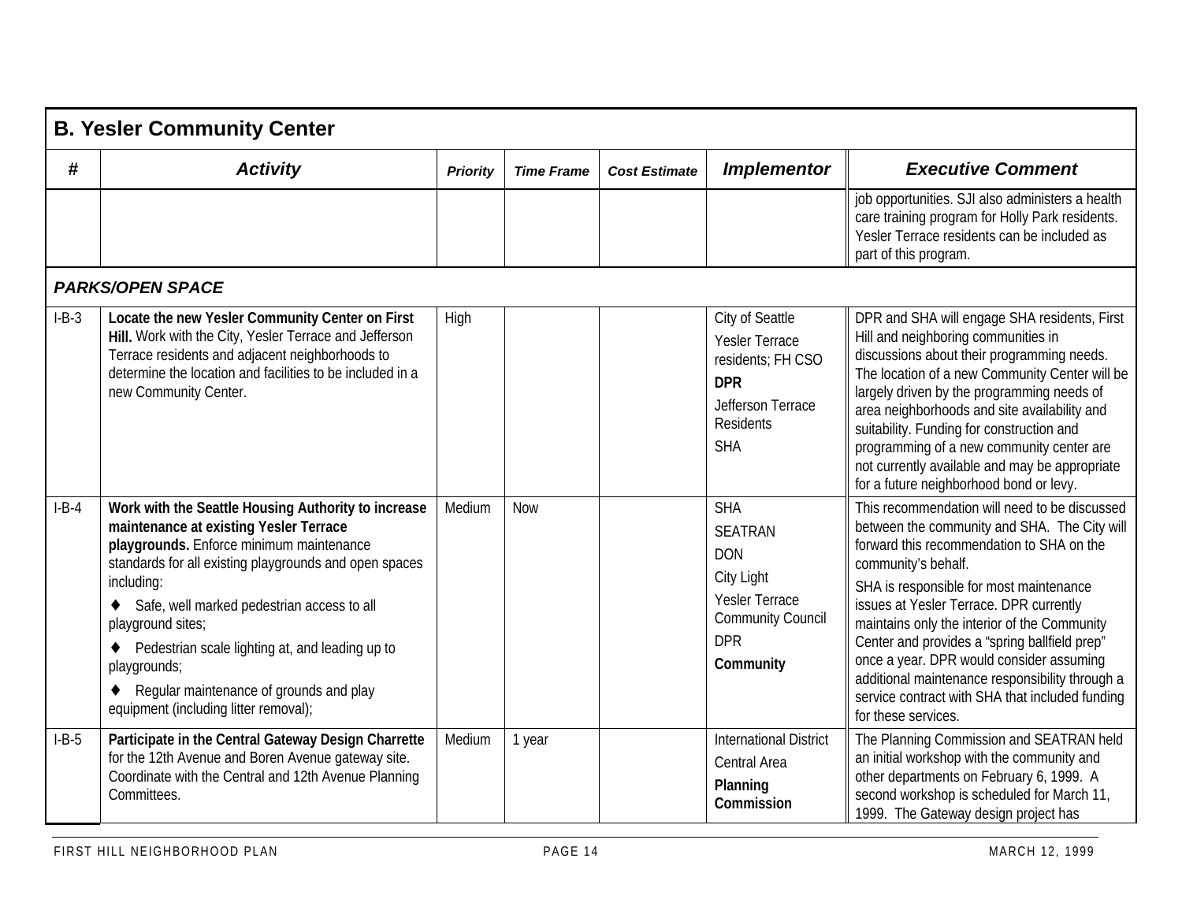## B. Yesler Community Center

| # | Activity | Priority | Time Frame | Cost Estimate | Implementor | Executive Comment |
|---|---|---|---|---|---|---|
| | | | | | | job opportunities. SJI also administers a health care training program for Holly Park residents. Yesler Terrace residents can be included as part of this program. |
| ***PARKS/OPEN SPACE*** | | | | | | |
| I-B-3 | **Locate the new Yesler Community Center on First Hill.** Work with the City, Yesler Terrace and Jefferson Terrace residents and adjacent neighborhoods to determine the location and facilities to be included in a new Community Center. | High | | | City of Seattle<br>Yesler Terrace residents; FH CSO<br>**DPR**<br>Jefferson Terrace Residents<br>SHA | DPR and SHA will engage SHA residents, First Hill and neighboring communities in discussions about their programming needs. The location of a new Community Center will be largely driven by the programming needs of area neighborhoods and site availability and suitability. Funding for construction and programming of a new community center are not currently available and may be appropriate for a future neighborhood bond or levy. |
| I-B-4 | **Work with the Seattle Housing Authority to increase maintenance at existing Yesler Terrace playgrounds.** Enforce minimum maintenance standards for all existing playgrounds and open spaces including:<br>♦ Safe, well marked pedestrian access to all playground sites;<br>♦ Pedestrian scale lighting at, and leading up to playgrounds;<br>♦ Regular maintenance of grounds and play equipment (including litter removal); | Medium | Now | | SHA<br>SEATRAN<br>DON<br>City Light<br>Yesler Terrace Community Council<br>DPR<br>**Community** | This recommendation will need to be discussed between the community and SHA. The City will forward this recommendation to SHA on the community's behalf.<br>SHA is responsible for most maintenance issues at Yesler Terrace. DPR currently maintains only the interior of the Community Center and provides a "spring ballfield prep" once a year. DPR would consider assuming additional maintenance responsibility through a service contract with SHA that included funding for these services. |
| I-B-5 | **Participate in the Central Gateway Design Charrette** for the 12th Avenue and Boren Avenue gateway site. Coordinate with the Central and 12th Avenue Planning Committees. | Medium | 1 year | | International District<br>Central Area<br>**Planning Commission** | The Planning Commission and SEATRAN held an initial workshop with the community and other departments on February 6, 1999. A second workshop is scheduled for March 11, 1999. The Gateway design project has |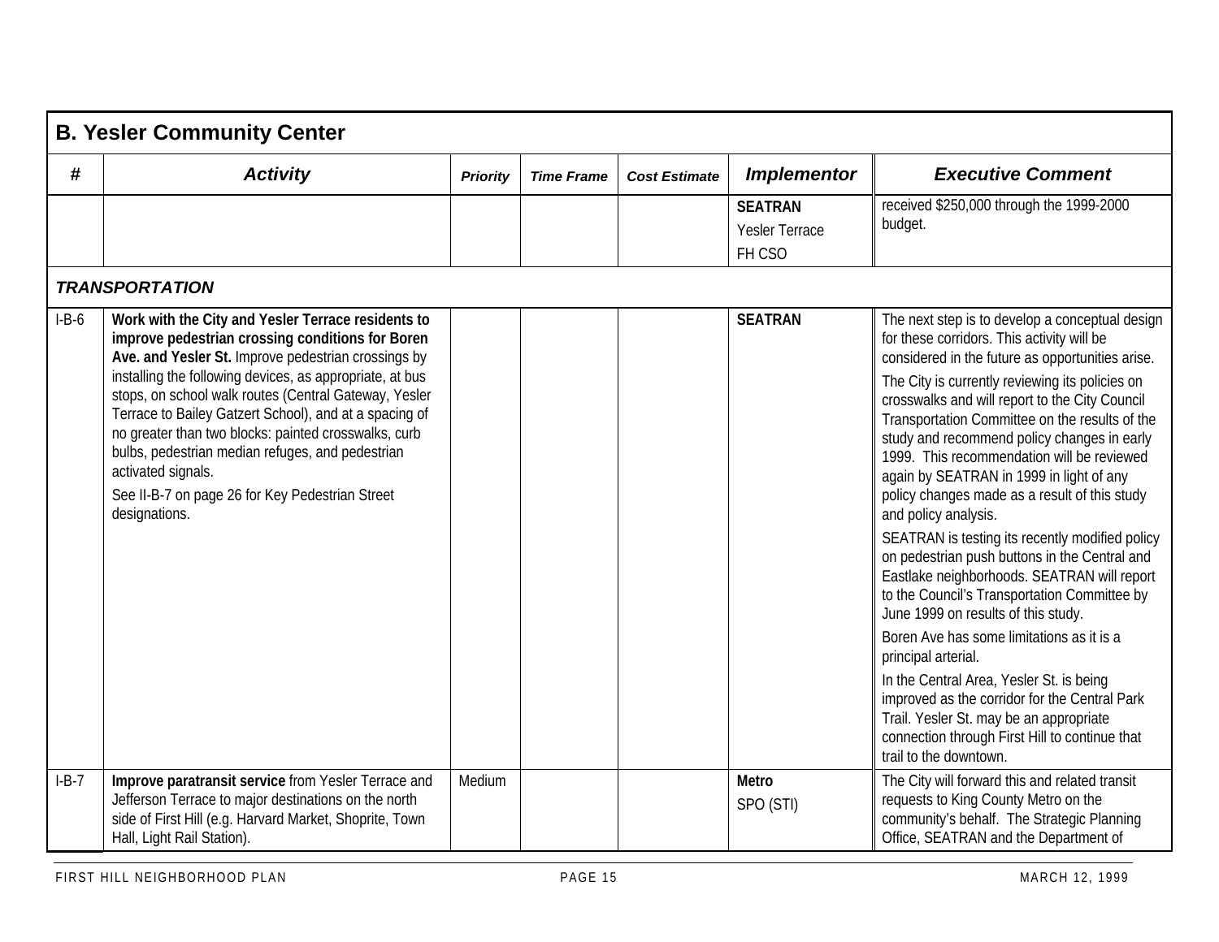## B. Yesler Community Center

| # | Activity | Priority | Time Frame | Cost Estimate | Implementor | Executive Comment |
|---|---|---|---|---|---|---|
| | | | | | **SEATRAN** Yesler Terrace FH CSO | received $250,000 through the 1999-2000 budget. |
| ***TRANSPORTATION*** | | | | | | |
| I-B-6 | **Work with the City and Yesler Terrace residents to improve pedestrian crossing conditions for Boren Ave. and Yesler St.** Improve pedestrian crossings by installing the following devices, as appropriate, at bus stops, on school walk routes (Central Gateway, Yesler Terrace to Bailey Gatzert School), and at a spacing of no greater than two blocks: painted crosswalks, curb bulbs, pedestrian median refuges, and pedestrian activated signals. See II-B-7 on page 26 for Key Pedestrian Street designations. | | | | **SEATRAN** | The next step is to develop a conceptual design for these corridors. This activity will be considered in the future as opportunities arise. The City is currently reviewing its policies on crosswalks and will report to the City Council Transportation Committee on the results of the study and recommend policy changes in early 1999. This recommendation will be reviewed again by SEATRAN in 1999 in light of any policy changes made as a result of this study and policy analysis. SEATRAN is testing its recently modified policy on pedestrian push buttons in the Central and Eastlake neighborhoods. SEATRAN will report to the Council's Transportation Committee by June 1999 on results of this study. Boren Ave has some limitations as it is a principal arterial. In the Central Area, Yesler St. is being improved as the corridor for the Central Park Trail. Yesler St. may be an appropriate connection through First Hill to continue that trail to the downtown. |
| I-B-7 | **Improve paratransit service** from Yesler Terrace and Jefferson Terrace to major destinations on the north side of First Hill (e.g. Harvard Market, Shoprite, Town Hall, Light Rail Station). | Medium | | | **Metro** SPO (STI) | The City will forward this and related transit requests to King County Metro on the community's behalf. The Strategic Planning Office, SEATRAN and the Department of |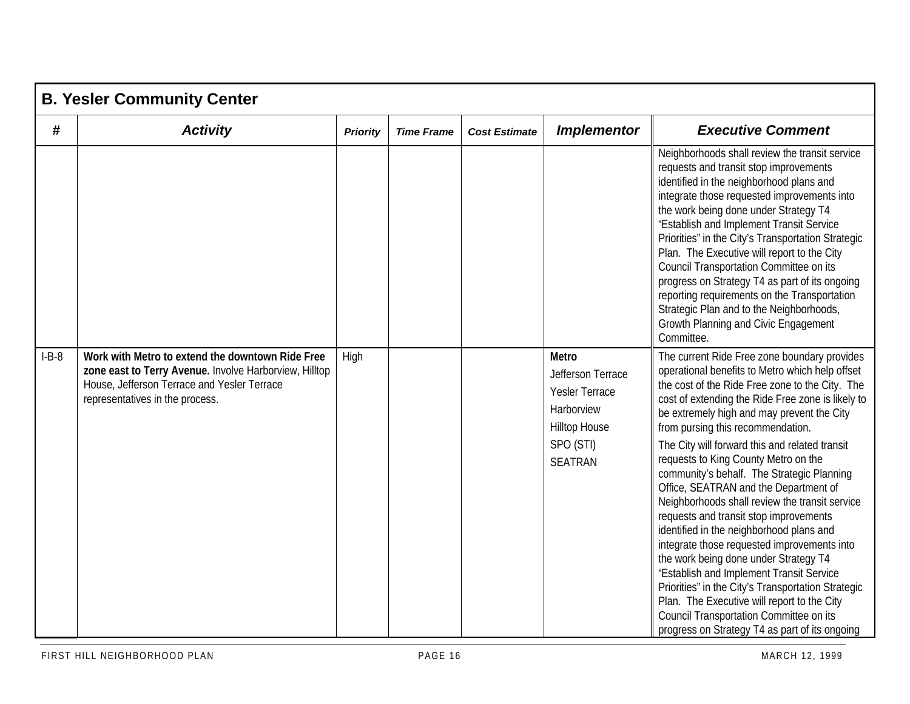| B. Yesler Community Center | | | | | | |
|---|---|---|---|---|---|---|
| **#** | ***Activity*** | ***Priority*** | ***Time Frame*** | ***Cost Estimate*** | ***Implementor*** | ***Executive Comment*** |
| | | | | | | Neighborhoods shall review the transit service requests and transit stop improvements identified in the neighborhood plans and integrate those requested improvements into the work being done under Strategy T4 "Establish and Implement Transit Service Priorities" in the City's Transportation Strategic Plan. The Executive will report to the City Council Transportation Committee on its progress on Strategy T4 as part of its ongoing reporting requirements on the Transportation Strategic Plan and to the Neighborhoods, Growth Planning and Civic Engagement Committee. |
| I-B-8 | **Work with Metro to extend the downtown Ride Free zone east to Terry Avenue.** Involve Harborview, Hilltop House, Jefferson Terrace and Yesler Terrace representatives in the process. | High | | | **Metro**<br>Jefferson Terrace<br>Yesler Terrace<br>Harborview<br>Hilltop House<br>SPO (STI)<br>SEATRAN | The current Ride Free zone boundary provides operational benefits to Metro which help offset the cost of the Ride Free zone to the City. The cost of extending the Ride Free zone is likely to be extremely high and may prevent the City from pursing this recommendation.<br>The City will forward this and related transit requests to King County Metro on the community's behalf. The Strategic Planning Office, SEATRAN and the Department of Neighborhoods shall review the transit service requests and transit stop improvements identified in the neighborhood plans and integrate those requested improvements into the work being done under Strategy T4 "Establish and Implement Transit Service Priorities" in the City's Transportation Strategic Plan. The Executive will report to the City Council Transportation Committee on its progress on Strategy T4 as part of its ongoing |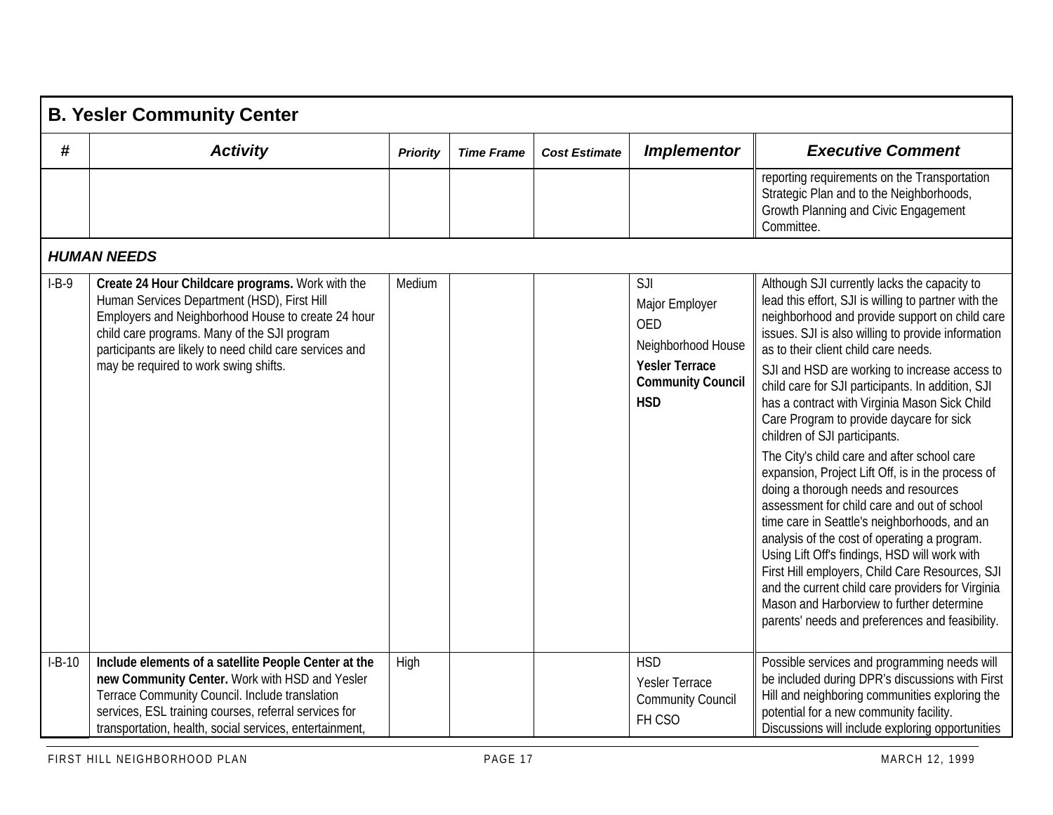## B. Yesler Community Center

| # | Activity | Priority | Time Frame | Cost Estimate | Implementor | Executive Comment |
|---|---|---|---|---|---|---|
| | | | | | | reporting requirements on the Transportation Strategic Plan and to the Neighborhoods, Growth Planning and Civic Engagement Committee. |
| ***HUMAN NEEDS*** | | | | | | |
| I-B-9 | **Create 24 Hour Childcare programs.** Work with the Human Services Department (HSD), First Hill Employers and Neighborhood House to create 24 hour child care programs. Many of the SJI program participants are likely to need child care services and may be required to work swing shifts. | Medium | | | SJI<br>Major Employer<br>OED<br>Neighborhood House<br>**Yesler Terrace Community Council**<br>**HSD** | Although SJI currently lacks the capacity to lead this effort, SJI is willing to partner with the neighborhood and provide support on child care issues. SJI is also willing to provide information as to their client child care needs.<br>SJI and HSD are working to increase access to child care for SJI participants. In addition, SJI has a contract with Virginia Mason Sick Child Care Program to provide daycare for sick children of SJI participants.<br>The City's child care and after school care expansion, Project Lift Off, is in the process of doing a thorough needs and resources assessment for child care and out of school time care in Seattle's neighborhoods, and an analysis of the cost of operating a program. Using Lift Off's findings, HSD will work with First Hill employers, Child Care Resources, SJI and the current child care providers for Virginia Mason and Harborview to further determine parents' needs and preferences and feasibility. |
| I-B-10 | **Include elements of a satellite People Center at the new Community Center.** Work with HSD and Yesler Terrace Community Council. Include translation services, ESL training courses, referral services for transportation, health, social services, entertainment, | High | | | HSD<br>Yesler Terrace Community Council<br>FH CSO | Possible services and programming needs will be included during DPR's discussions with First Hill and neighboring communities exploring the potential for a new community facility. Discussions will include exploring opportunities |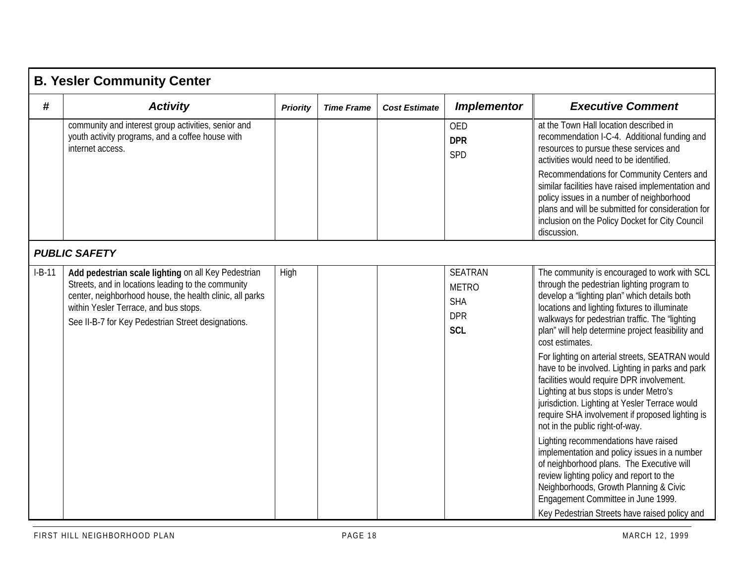## B. Yesler Community Center

| # | Activity | Priority | Time Frame | Cost Estimate | Implementor | Executive Comment |
|---|---|---|---|---|---|---|
| | community and interest group activities, senior and youth activity programs, and a coffee house with internet access. | | | | OED<br>**DPR**<br>SPD | at the Town Hall location described in recommendation I-C-4. Additional funding and resources to pursue these services and activities would need to be identified.<br>Recommendations for Community Centers and similar facilities have raised implementation and policy issues in a number of neighborhood plans and will be submitted for consideration for inclusion on the Policy Docket for City Council discussion. |
| ***PUBLIC SAFETY*** | | | | | | |
| I-B-11 | **Add pedestrian scale lighting** on all Key Pedestrian Streets, and in locations leading to the community center, neighborhood house, the health clinic, all parks within Yesler Terrace, and bus stops.<br>See II-B-7 for Key Pedestrian Street designations. | High | | | SEATRAN<br>METRO<br>SHA<br>DPR<br>**SCL** | The community is encouraged to work with SCL through the pedestrian lighting program to develop a "lighting plan" which details both locations and lighting fixtures to illuminate walkways for pedestrian traffic. The "lighting plan" will help determine project feasibility and cost estimates.<br>For lighting on arterial streets, SEATRAN would have to be involved. Lighting in parks and park facilities would require DPR involvement. Lighting at bus stops is under Metro's jurisdiction. Lighting at Yesler Terrace would require SHA involvement if proposed lighting is not in the public right-of-way.<br>Lighting recommendations have raised implementation and policy issues in a number of neighborhood plans. The Executive will review lighting policy and report to the Neighborhoods, Growth Planning & Civic Engagement Committee in June 1999.<br>Key Pedestrian Streets have raised policy and |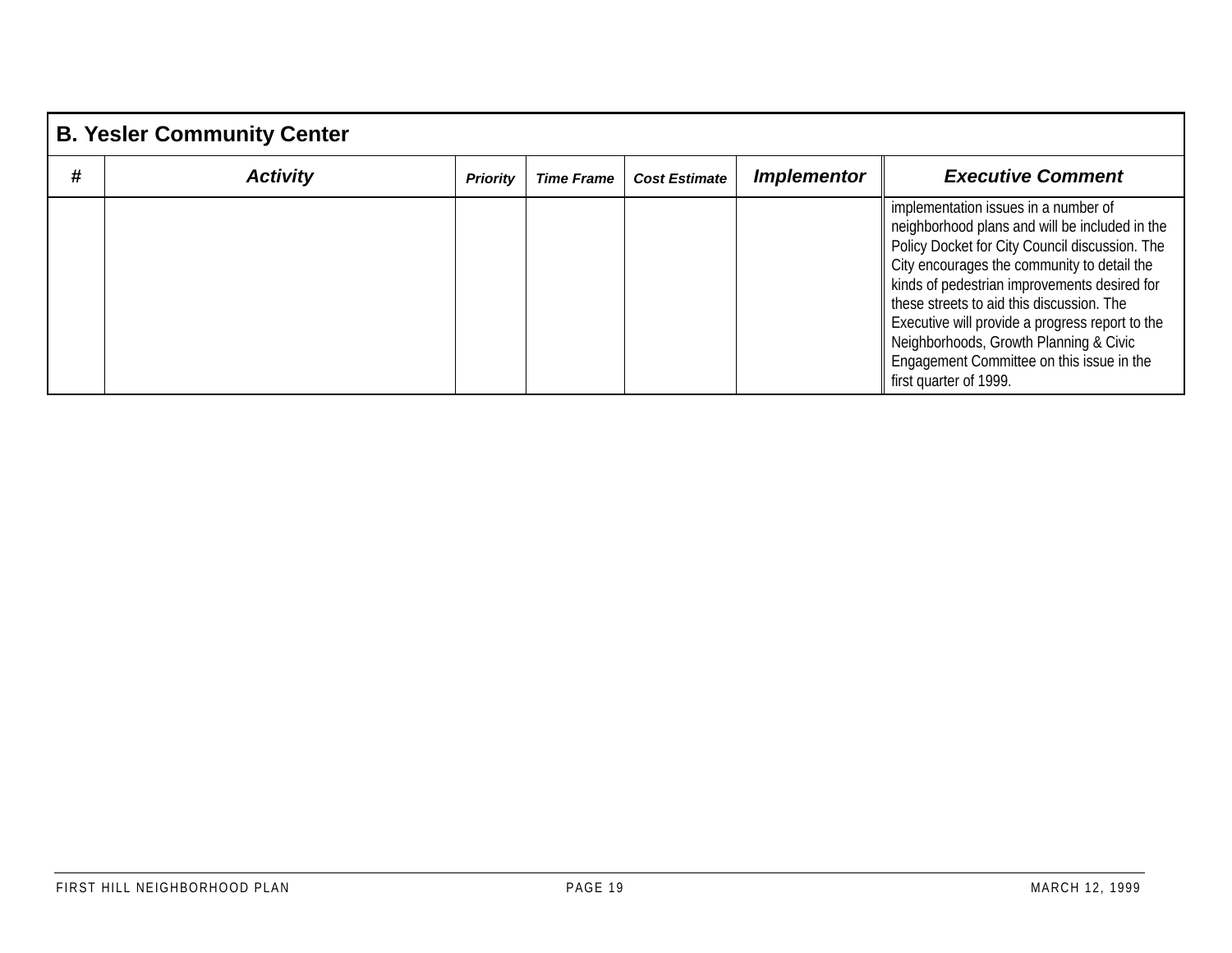| B. Yesler Community Center | | | | | | |
|---|---|---|---|---|---|---|
| # | Activity | Priority | Time Frame | Cost Estimate | Implementor | Executive Comment |
| | | | | | | implementation issues in a number of neighborhood plans and will be included in the Policy Docket for City Council discussion. The City encourages the community to detail the kinds of pedestrian improvements desired for these streets to aid this discussion. The Executive will provide a progress report to the Neighborhoods, Growth Planning & Civic Engagement Committee on this issue in the first quarter of 1999. |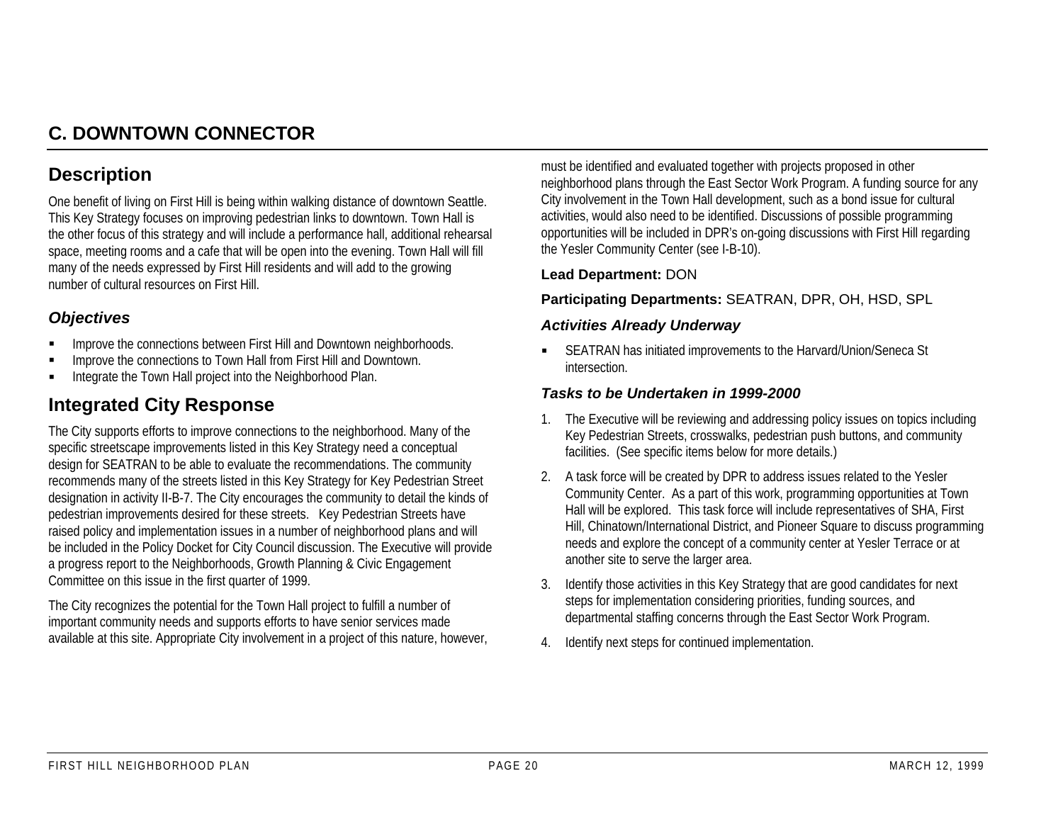## C. DOWNTOWN CONNECTOR

### Description

One benefit of living on First Hill is being within walking distance of downtown Seattle. This Key Strategy focuses on improving pedestrian links to downtown. Town Hall is the other focus of this strategy and will include a performance hall, additional rehearsal space, meeting rooms and a cafe that will be open into the evening. Town Hall will fill many of the needs expressed by First Hill residents and will add to the growing number of cultural resources on First Hill.

#### *Objectives*

- Improve the connections between First Hill and Downtown neighborhoods.
- Improve the connections to Town Hall from First Hill and Downtown.
- Integrate the Town Hall project into the Neighborhood Plan.

### Integrated City Response

The City supports efforts to improve connections to the neighborhood. Many of the specific streetscape improvements listed in this Key Strategy need a conceptual design for SEATRAN to be able to evaluate the recommendations. The community recommends many of the streets listed in this Key Strategy for Key Pedestrian Street designation in activity II-B-7. The City encourages the community to detail the kinds of pedestrian improvements desired for these streets. Key Pedestrian Streets have raised policy and implementation issues in a number of neighborhood plans and will be included in the Policy Docket for City Council discussion. The Executive will provide a progress report to the Neighborhoods, Growth Planning & Civic Engagement Committee on this issue in the first quarter of 1999.

The City recognizes the potential for the Town Hall project to fulfill a number of important community needs and supports efforts to have senior services made available at this site. Appropriate City involvement in a project of this nature, however, must be identified and evaluated together with projects proposed in other neighborhood plans through the East Sector Work Program. A funding source for any City involvement in the Town Hall development, such as a bond issue for cultural activities, would also need to be identified. Discussions of possible programming opportunities will be included in DPR's on-going discussions with First Hill regarding the Yesler Community Center (see I-B-10).

**Lead Department:** DON

**Participating Departments:** SEATRAN, DPR, OH, HSD, SPL

#### *Activities Already Underway*

- SEATRAN has initiated improvements to the Harvard/Union/Seneca St intersection.

#### *Tasks to be Undertaken in 1999-2000*

1. The Executive will be reviewing and addressing policy issues on topics including Key Pedestrian Streets, crosswalks, pedestrian push buttons, and community facilities. (See specific items below for more details.)
2. A task force will be created by DPR to address issues related to the Yesler Community Center. As a part of this work, programming opportunities at Town Hall will be explored. This task force will include representatives of SHA, First Hill, Chinatown/International District, and Pioneer Square to discuss programming needs and explore the concept of a community center at Yesler Terrace or at another site to serve the larger area.
3. Identify those activities in this Key Strategy that are good candidates for next steps for implementation considering priorities, funding sources, and departmental staffing concerns through the East Sector Work Program.
4. Identify next steps for continued implementation.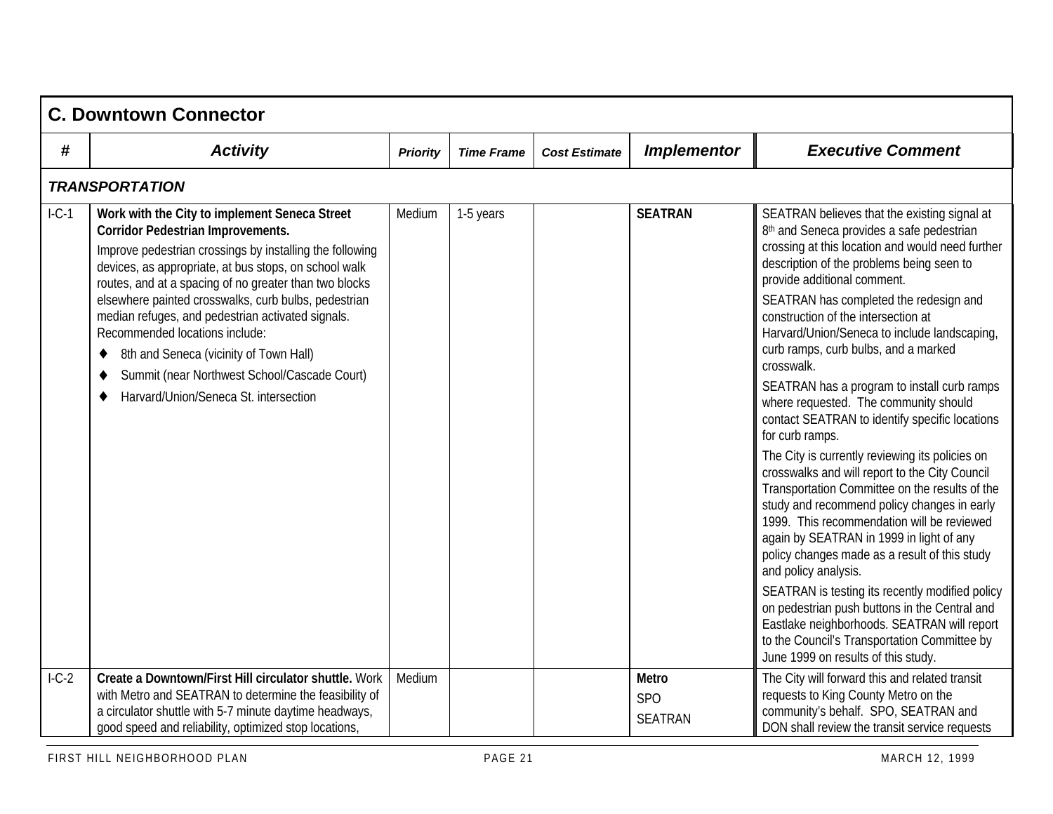## C. Downtown Connector

| # | Activity | Priority | Time Frame | Cost Estimate | Implementor | Executive Comment |
|---|---|---|---|---|---|---|
| ***TRANSPORTATION*** | | | | | | |
| I-C-1 | **Work with the City to implement Seneca Street Corridor Pedestrian Improvements.** Improve pedestrian crossings by installing the following devices, as appropriate, at bus stops, on school walk routes, and at a spacing of no greater than two blocks elsewhere painted crosswalks, curb bulbs, pedestrian median refuges, and pedestrian activated signals. Recommended locations include: ♦ 8th and Seneca (vicinity of Town Hall) ♦ Summit (near Northwest School/Cascade Court) ♦ Harvard/Union/Seneca St. intersection | Medium | 1-5 years | | **SEATRAN** | SEATRAN believes that the existing signal at 8th and Seneca provides a safe pedestrian crossing at this location and would need further description of the problems being seen to provide additional comment. SEATRAN has completed the redesign and construction of the intersection at Harvard/Union/Seneca to include landscaping, curb ramps, curb bulbs, and a marked crosswalk. SEATRAN has a program to install curb ramps where requested. The community should contact SEATRAN to identify specific locations for curb ramps. The City is currently reviewing its policies on crosswalks and will report to the City Council Transportation Committee on the results of the study and recommend policy changes in early 1999. This recommendation will be reviewed again by SEATRAN in 1999 in light of any policy changes made as a result of this study and policy analysis. SEATRAN is testing its recently modified policy on pedestrian push buttons in the Central and Eastlake neighborhoods. SEATRAN will report to the Council's Transportation Committee by June 1999 on results of this study. |
| I-C-2 | **Create a Downtown/First Hill circulator shuttle.** Work with Metro and SEATRAN to determine the feasibility of a circulator shuttle with 5-7 minute daytime headways, good speed and reliability, optimized stop locations, | Medium | | | **Metro** SPO SEATRAN | The City will forward this and related transit requests to King County Metro on the community's behalf. SPO, SEATRAN and DON shall review the transit service requests |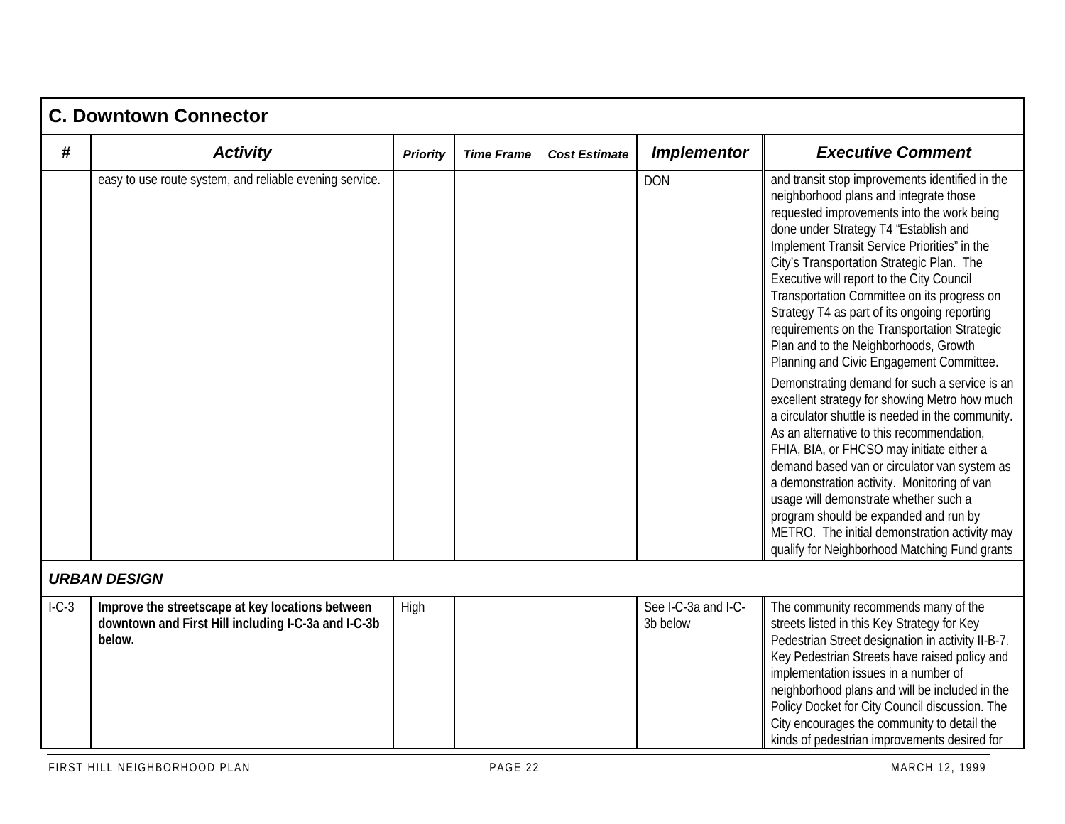## C. Downtown Connector

| # | Activity | Priority | Time Frame | Cost Estimate | Implementor | Executive Comment |
|---|---|---|---|---|---|---|
| | easy to use route system, and reliable evening service. | | | | DON | and transit stop improvements identified in the neighborhood plans and integrate those requested improvements into the work being done under Strategy T4 "Establish and Implement Transit Service Priorities" in the City's Transportation Strategic Plan. The Executive will report to the City Council Transportation Committee on its progress on Strategy T4 as part of its ongoing reporting requirements on the Transportation Strategic Plan and to the Neighborhoods, Growth Planning and Civic Engagement Committee.<br><br>Demonstrating demand for such a service is an excellent strategy for showing Metro how much a circulator shuttle is needed in the community. As an alternative to this recommendation, FHIA, BIA, or FHCSO may initiate either a demand based van or circulator van system as a demonstration activity. Monitoring of van usage will demonstrate whether such a program should be expanded and run by METRO. The initial demonstration activity may qualify for Neighborhood Matching Fund grants |
| ***URBAN DESIGN*** | | | | | | |
| I-C-3 | **Improve the streetscape at key locations between downtown and First Hill including I-C-3a and I-C-3b below.** | High | | | See I-C-3a and I-C-3b below | The community recommends many of the streets listed in this Key Strategy for Key Pedestrian Street designation in activity II-B-7. Key Pedestrian Streets have raised policy and implementation issues in a number of neighborhood plans and will be included in the Policy Docket for City Council discussion. The City encourages the community to detail the kinds of pedestrian improvements desired for |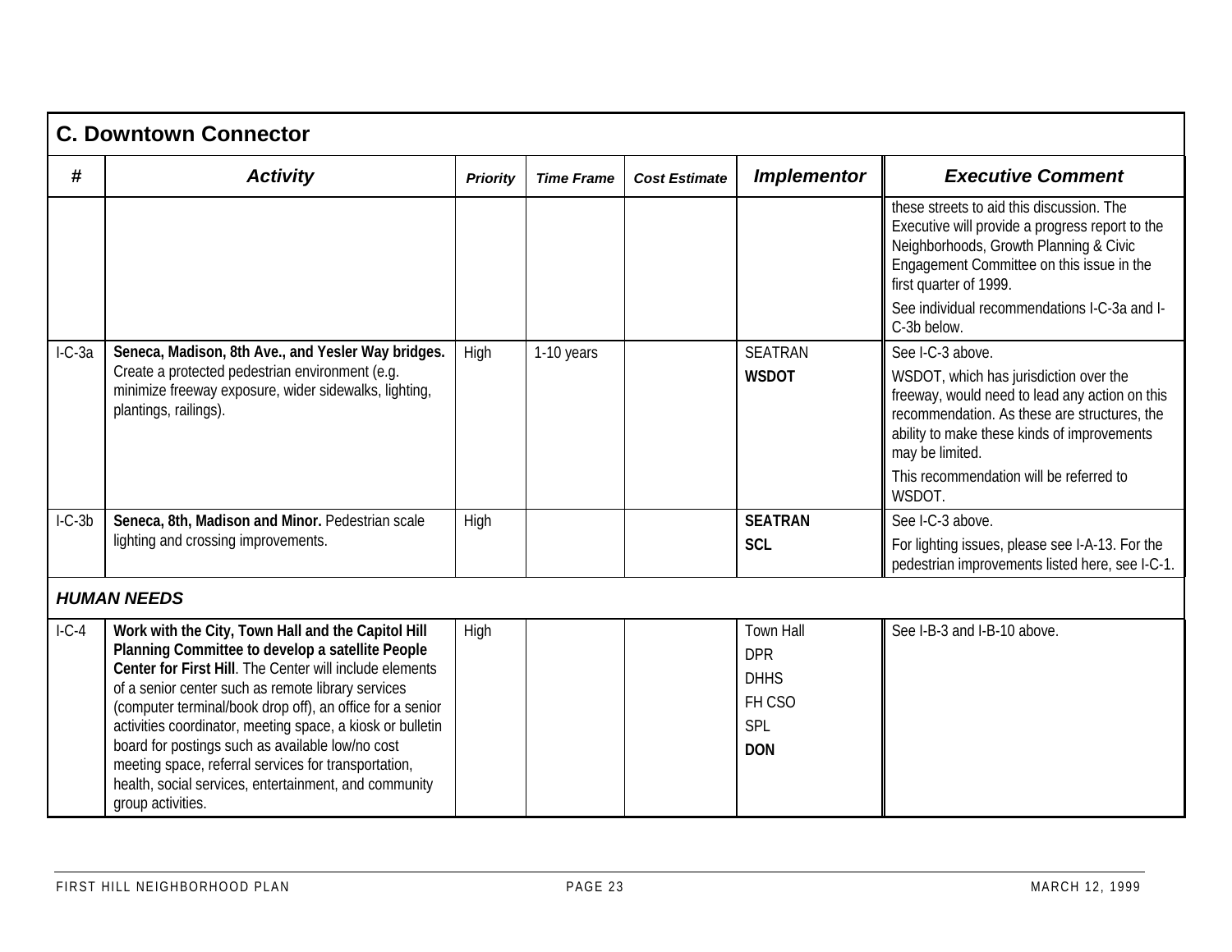## C. Downtown Connector

| # | Activity | Priority | Time Frame | Cost Estimate | Implementor | Executive Comment |
|---|---|---|---|---|---|---|
| | | | | | | these streets to aid this discussion. The Executive will provide a progress report to the Neighborhoods, Growth Planning & Civic Engagement Committee on this issue in the first quarter of 1999.<br>See individual recommendations I-C-3a and I-C-3b below. |
| I-C-3a | **Seneca, Madison, 8th Ave., and Yesler Way bridges.** Create a protected pedestrian environment (e.g. minimize freeway exposure, wider sidewalks, lighting, plantings, railings). | High | 1-10 years | | SEATRAN<br>**WSDOT** | See I-C-3 above.<br>WSDOT, which has jurisdiction over the freeway, would need to lead any action on this recommendation. As these are structures, the ability to make these kinds of improvements may be limited.<br>This recommendation will be referred to WSDOT. |
| I-C-3b | **Seneca, 8th, Madison and Minor.** Pedestrian scale lighting and crossing improvements. | High | | | **SEATRAN**<br>**SCL** | See I-C-3 above.<br>For lighting issues, please see I-A-13. For the pedestrian improvements listed here, see I-C-1. |
| ***HUMAN NEEDS*** | | | | | | |
| I-C-4 | **Work with the City, Town Hall and the Capitol Hill Planning Committee to develop a satellite People Center for First Hill**. The Center will include elements of a senior center such as remote library services (computer terminal/book drop off), an office for a senior activities coordinator, meeting space, a kiosk or bulletin board for postings such as available low/no cost meeting space, referral services for transportation, health, social services, entertainment, and community group activities. | High | | | Town Hall<br>DPR<br>DHHS<br>FH CSO<br>SPL<br>**DON** | See I-B-3 and I-B-10 above. |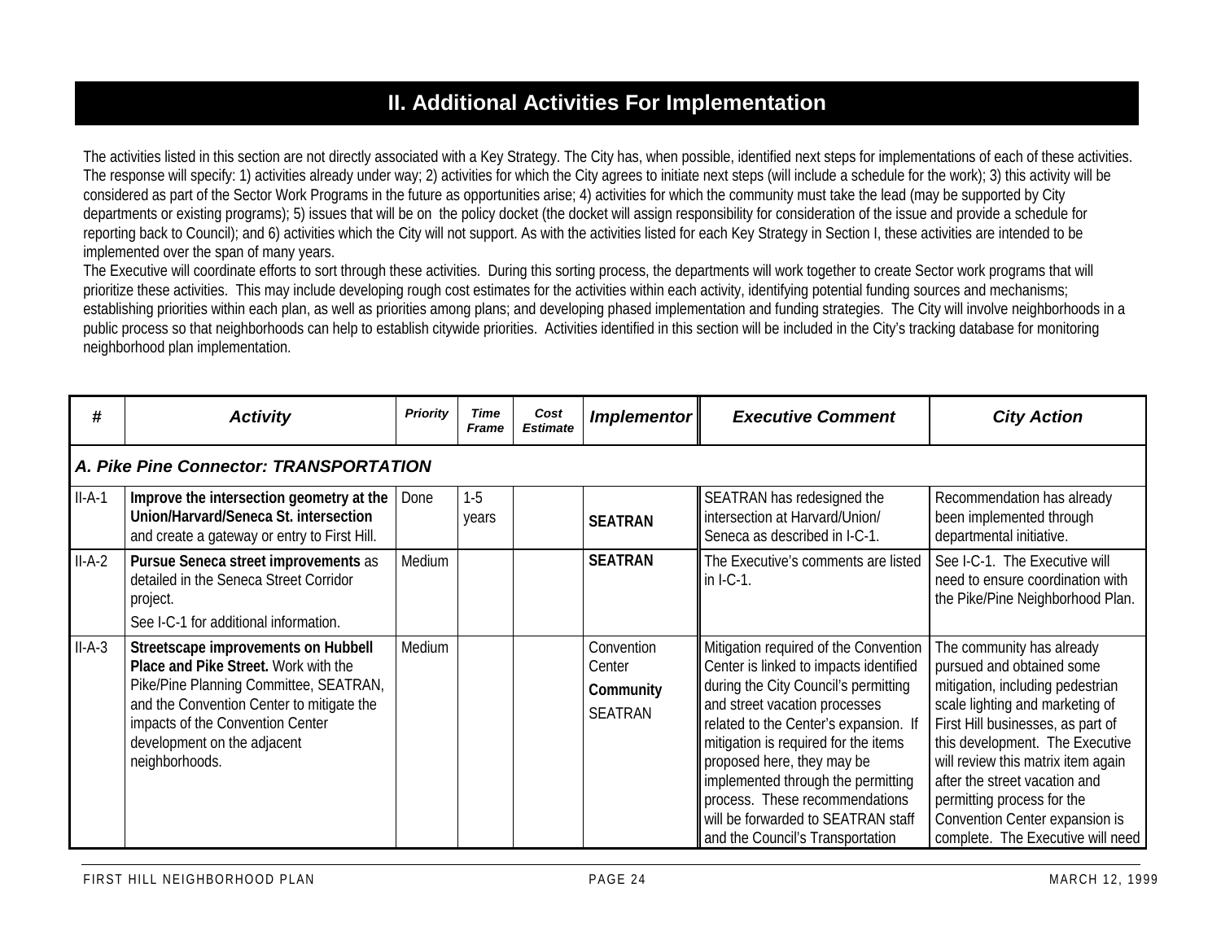# II. Additional Activities For Implementation

The activities listed in this section are not directly associated with a Key Strategy. The City has, when possible, identified next steps for implementations of each of these activities. The response will specify: 1) activities already under way; 2) activities for which the City agrees to initiate next steps (will include a schedule for the work); 3) this activity will be considered as part of the Sector Work Programs in the future as opportunities arise; 4) activities for which the community must take the lead (may be supported by City departments or existing programs); 5) issues that will be on the policy docket (the docket will assign responsibility for consideration of the issue and provide a schedule for reporting back to Council); and 6) activities which the City will not support. As with the activities listed for each Key Strategy in Section I, these activities are intended to be implemented over the span of many years.

The Executive will coordinate efforts to sort through these activities. During this sorting process, the departments will work together to create Sector work programs that will prioritize these activities. This may include developing rough cost estimates for the activities within each activity, identifying potential funding sources and mechanisms; establishing priorities within each plan, as well as priorities among plans; and developing phased implementation and funding strategies. The City will involve neighborhoods in a public process so that neighborhoods can help to establish citywide priorities. Activities identified in this section will be included in the City's tracking database for monitoring neighborhood plan implementation.

| # | Activity | Priority | Time Frame | Cost Estimate | Implementor | Executive Comment | City Action |
|---|---|---|---|---|---|---|---|
| ***A. Pike Pine Connector: TRANSPORTATION*** | | | | | | | |
| II-A-1 | **Improve the intersection geometry at the Union/Harvard/Seneca St. intersection** and create a gateway or entry to First Hill. | Done | 1-5 years | | **SEATRAN** | SEATRAN has redesigned the intersection at Harvard/Union/ Seneca as described in I-C-1. | Recommendation has already been implemented through departmental initiative. |
| II-A-2 | **Pursue Seneca street improvements** as detailed in the Seneca Street Corridor project. See I-C-1 for additional information. | Medium | | | **SEATRAN** | The Executive's comments are listed in I-C-1. | See I-C-1. The Executive will need to ensure coordination with the Pike/Pine Neighborhood Plan. |
| II-A-3 | **Streetscape improvements on Hubbell Place and Pike Street.** Work with the Pike/Pine Planning Committee, SEATRAN, and the Convention Center to mitigate the impacts of the Convention Center development on the adjacent neighborhoods. | Medium | | | Convention Center **Community** SEATRAN | Mitigation required of the Convention Center is linked to impacts identified during the City Council's permitting and street vacation processes related to the Center's expansion. If mitigation is required for the items proposed here, they may be implemented through the permitting process. These recommendations will be forwarded to SEATRAN staff and the Council's Transportation | The community has already pursued and obtained some mitigation, including pedestrian scale lighting and marketing of First Hill businesses, as part of this development. The Executive will review this matrix item again after the street vacation and permitting process for the Convention Center expansion is complete. The Executive will need |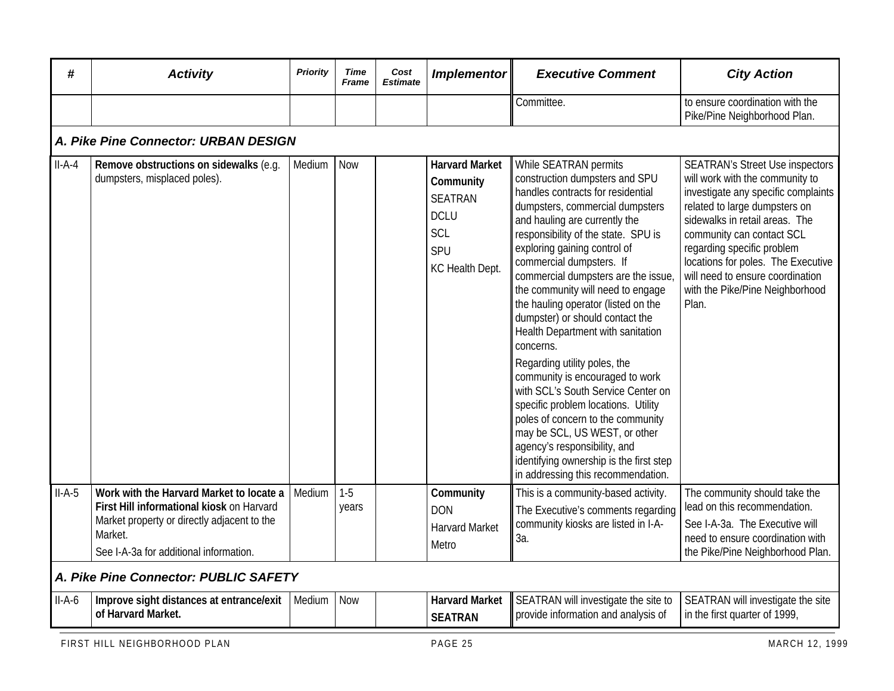| # | Activity | Priority | Time Frame | Cost Estimate | Implementor | Executive Comment | City Action |
|---|---|---|---|---|---|---|---|
| | | | | | | Committee. | to ensure coordination with the Pike/Pine Neighborhood Plan. |
| ***A. Pike Pine Connector: URBAN DESIGN*** | | | | | | | |
| II-A-4 | **Remove obstructions on sidewalks** (e.g. dumpsters, misplaced poles). | Medium | Now | | **Harvard Market** **Community** SEATRAN DCLU SCL SPU KC Health Dept. | While SEATRAN permits construction dumpsters and SPU handles contracts for residential dumpsters, commercial dumpsters and hauling are currently the responsibility of the state. SPU is exploring gaining control of commercial dumpsters. If commercial dumpsters are the issue, the community will need to engage the hauling operator (listed on the dumpster) or should contact the Health Department with sanitation concerns. Regarding utility poles, the community is encouraged to work with SCL's South Service Center on specific problem locations. Utility poles of concern to the community may be SCL, US WEST, or other agency's responsibility, and identifying ownership is the first step in addressing this recommendation. | SEATRAN's Street Use inspectors will work with the community to investigate any specific complaints related to large dumpsters on sidewalks in retail areas. The community can contact SCL regarding specific problem locations for poles. The Executive will need to ensure coordination with the Pike/Pine Neighborhood Plan. |
| II-A-5 | **Work with the Harvard Market to locate a First Hill informational kiosk** on Harvard Market property or directly adjacent to the Market. See I-A-3a for additional information. | Medium | 1-5 years | | **Community** DON Harvard Market Metro | This is a community-based activity. The Executive's comments regarding community kiosks are listed in I-A-3a. | The community should take the lead on this recommendation. See I-A-3a. The Executive will need to ensure coordination with the Pike/Pine Neighborhood Plan. |
| ***A. Pike Pine Connector: PUBLIC SAFETY*** | | | | | | | |
| II-A-6 | **Improve sight distances at entrance/exit of Harvard Market.** | Medium | Now | | **Harvard Market** **SEATRAN** | SEATRAN will investigate the site to provide information and analysis of | SEATRAN will investigate the site in the first quarter of 1999, |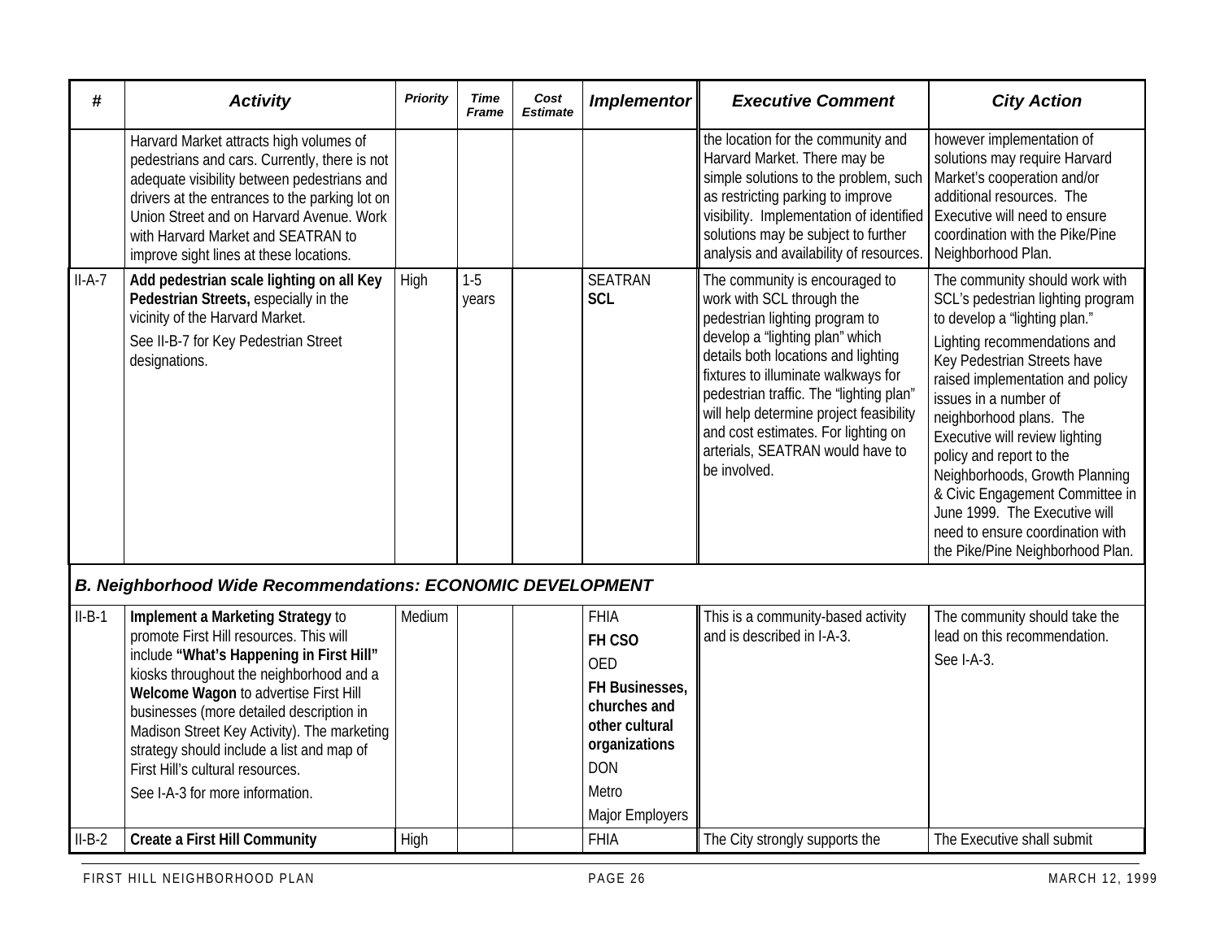| # | Activity | Priority | Time Frame | Cost Estimate | Implementor | Executive Comment | City Action |
|---|---|---|---|---|---|---|---|
| | Harvard Market attracts high volumes of pedestrians and cars. Currently, there is not adequate visibility between pedestrians and drivers at the entrances to the parking lot on Union Street and on Harvard Avenue. Work with Harvard Market and SEATRAN to improve sight lines at these locations. | | | | | the location for the community and Harvard Market. There may be simple solutions to the problem, such as restricting parking to improve visibility. Implementation of identified solutions may be subject to further analysis and availability of resources. | however implementation of solutions may require Harvard Market's cooperation and/or additional resources. The Executive will need to ensure coordination with the Pike/Pine Neighborhood Plan. |
| II-A-7 | **Add pedestrian scale lighting on all Key Pedestrian Streets,** especially in the vicinity of the Harvard Market.<br><br>See II-B-7 for Key Pedestrian Street designations. | High | 1-5 years | | SEATRAN<br>**SCL** | The community is encouraged to work with SCL through the pedestrian lighting program to develop a "lighting plan" which details both locations and lighting fixtures to illuminate walkways for pedestrian traffic. The "lighting plan" will help determine project feasibility and cost estimates. For lighting on arterials, SEATRAN would have to be involved. | The community should work with SCL's pedestrian lighting program to develop a "lighting plan."<br><br>Lighting recommendations and Key Pedestrian Streets have raised implementation and policy issues in a number of neighborhood plans. The Executive will review lighting policy and report to the Neighborhoods, Growth Planning & Civic Engagement Committee in June 1999. The Executive will need to ensure coordination with the Pike/Pine Neighborhood Plan. |
| ***B. Neighborhood Wide Recommendations: ECONOMIC DEVELOPMENT*** | | | | | | | |
| II-B-1 | **Implement a Marketing Strategy** to promote First Hill resources. This will include **"What's Happening in First Hill"** kiosks throughout the neighborhood and a **Welcome Wagon** to advertise First Hill businesses (more detailed description in Madison Street Key Activity). The marketing strategy should include a list and map of First Hill's cultural resources.<br><br>See I-A-3 for more information. | Medium | | | FHIA<br>**FH CSO**<br>OED<br>**FH Businesses, churches and other cultural organizations**<br>DON<br>Metro<br>Major Employers | This is a community-based activity and is described in I-A-3. | The community should take the lead on this recommendation.<br><br>See I-A-3. |
| II-B-2 | **Create a First Hill Community** | High | | | FHIA | The City strongly supports the | The Executive shall submit |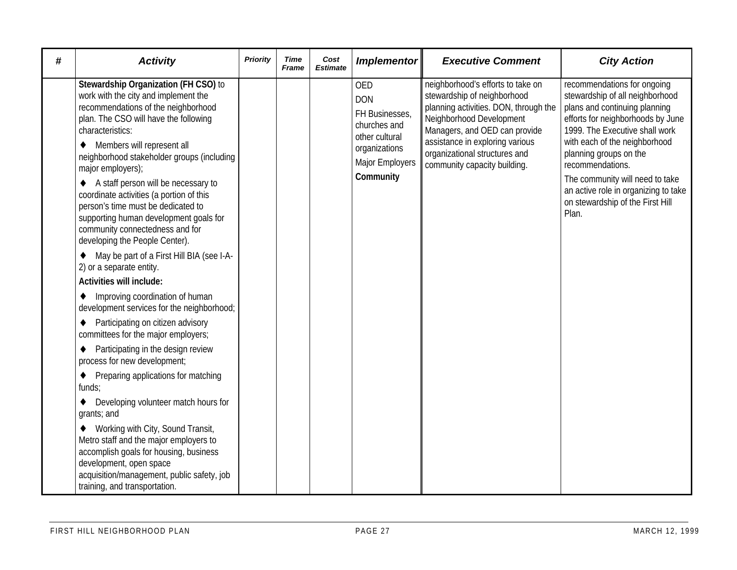| # | Activity | Priority | Time Frame | Cost Estimate | Implementor | Executive Comment | City Action |
|---|---|---|---|---|---|---|---|
| | **Stewardship Organization (FH CSO)** to work with the city and implement the recommendations of the neighborhood plan. The CSO will have the following characteristics:<br>♦ Members will represent all neighborhood stakeholder groups (including major employers);<br>♦ A staff person will be necessary to coordinate activities (a portion of this person's time must be dedicated to supporting human development goals for community connectedness and for developing the People Center).<br>♦ May be part of a First Hill BIA (see I-A-2) or a separate entity.<br>**Activities will include:**<br>♦ Improving coordination of human development services for the neighborhood;<br>♦ Participating on citizen advisory committees for the major employers;<br>♦ Participating in the design review process for new development;<br>♦ Preparing applications for matching funds;<br>♦ Developing volunteer match hours for grants; and<br>♦ Working with City, Sound Transit, Metro staff and the major employers to accomplish goals for housing, business development, open space acquisition/management, public safety, job training, and transportation. | | | | OED<br>DON<br>FH Businesses, churches and other cultural organizations<br>Major Employers<br>**Community** | neighborhood's efforts to take on stewardship of neighborhood planning activities. DON, through the Neighborhood Development Managers, and OED can provide assistance in exploring various organizational structures and community capacity building. | recommendations for ongoing stewardship of all neighborhood plans and continuing planning efforts for neighborhoods by June 1999. The Executive shall work with each of the neighborhood planning groups on the recommendations.<br>The community will need to take an active role in organizing to take on stewardship of the First Hill Plan. |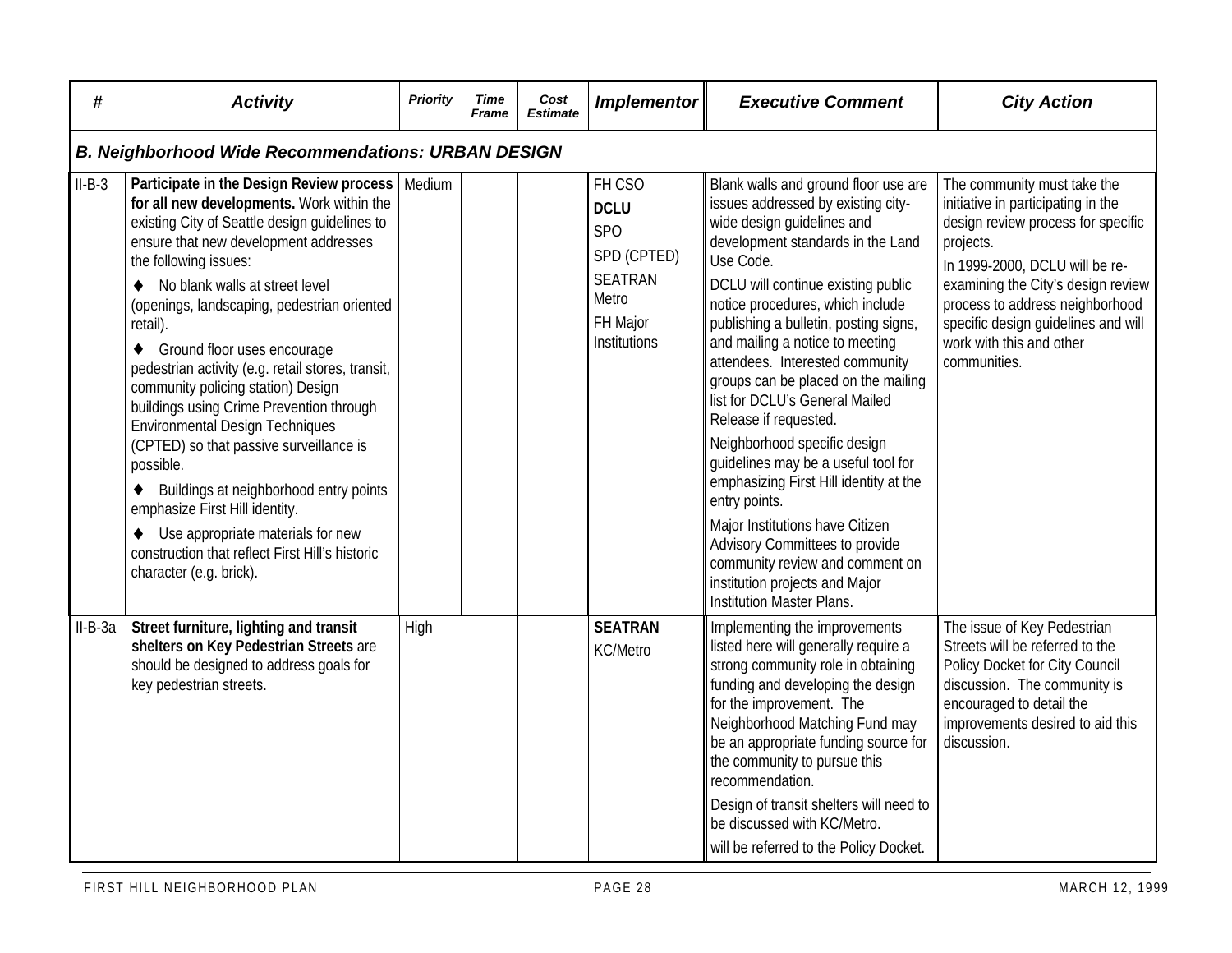| # | Activity | Priority | Time Frame | Cost Estimate | Implementor | Executive Comment | City Action |
|---|---|---|---|---|---|---|---|
| ***B. Neighborhood Wide Recommendations: URBAN DESIGN*** | | | | | | | |
| II-B-3 | **Participate in the Design Review process for all new developments.** Work within the existing City of Seattle design guidelines to ensure that new development addresses the following issues:<br>♦ No blank walls at street level (openings, landscaping, pedestrian oriented retail).<br>♦ Ground floor uses encourage pedestrian activity (e.g. retail stores, transit, community policing station) Design buildings using Crime Prevention through Environmental Design Techniques (CPTED) so that passive surveillance is possible.<br>♦ Buildings at neighborhood entry points emphasize First Hill identity.<br>♦ Use appropriate materials for new construction that reflect First Hill's historic character (e.g. brick). | Medium | | | FH CSO<br>**DCLU**<br>SPO<br>SPD (CPTED)<br>SEATRAN<br>Metro<br>FH Major Institutions | Blank walls and ground floor use are issues addressed by existing city-wide design guidelines and development standards in the Land Use Code.<br>DCLU will continue existing public notice procedures, which include publishing a bulletin, posting signs, and mailing a notice to meeting attendees. Interested community groups can be placed on the mailing list for DCLU's General Mailed Release if requested.<br>Neighborhood specific design guidelines may be a useful tool for emphasizing First Hill identity at the entry points.<br>Major Institutions have Citizen Advisory Committees to provide community review and comment on institution projects and Major Institution Master Plans. | The community must take the initiative in participating in the design review process for specific projects.<br>In 1999-2000, DCLU will be re-examining the City's design review process to address neighborhood specific design guidelines and will work with this and other communities. |
| II-B-3a | **Street furniture, lighting and transit shelters on Key Pedestrian Streets** are should be designed to address goals for key pedestrian streets. | High | | | **SEATRAN**<br>KC/Metro | Implementing the improvements listed here will generally require a strong community role in obtaining funding and developing the design for the improvement. The Neighborhood Matching Fund may be an appropriate funding source for the community to pursue this recommendation.<br>Design of transit shelters will need to be discussed with KC/Metro.<br>will be referred to the Policy Docket. | The issue of Key Pedestrian Streets will be referred to the Policy Docket for City Council discussion. The community is encouraged to detail the improvements desired to aid this discussion. |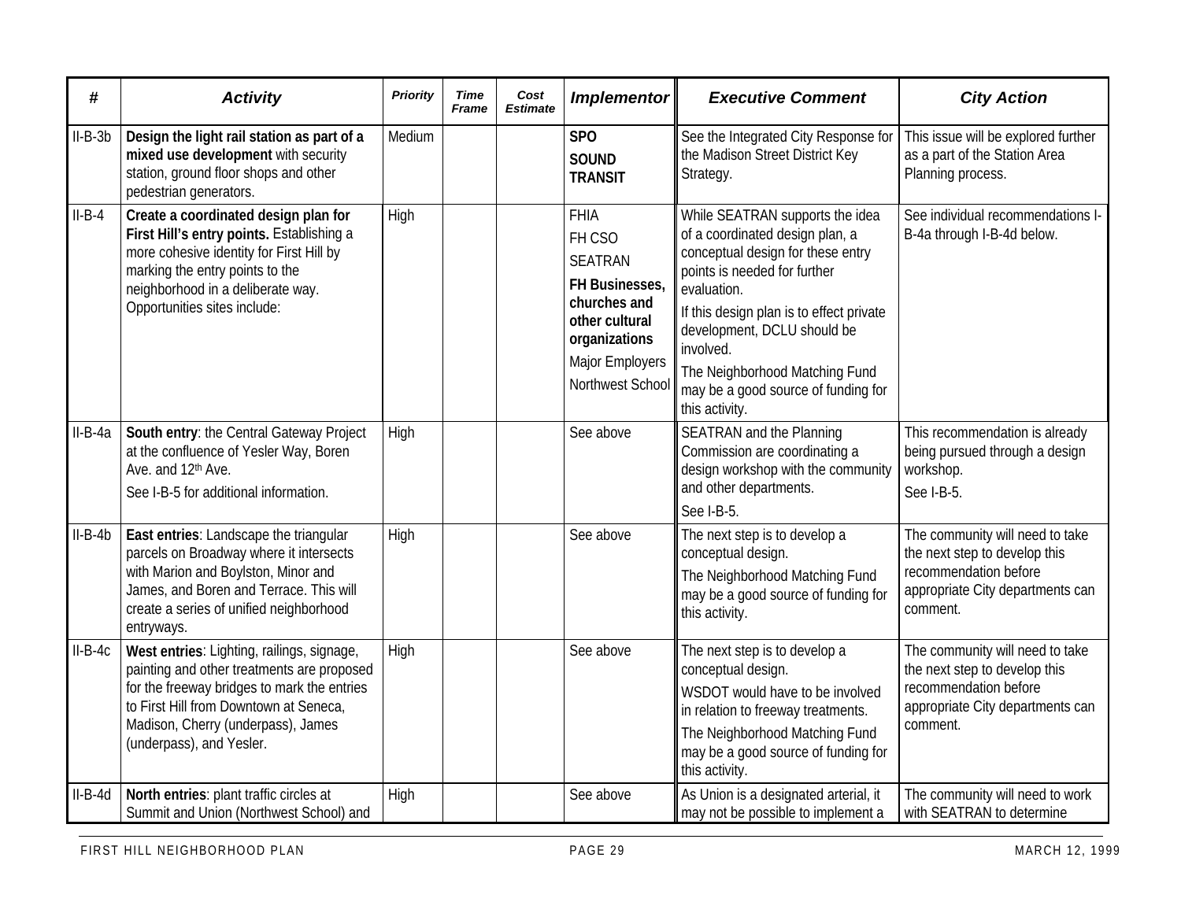| # | Activity | Priority | Time Frame | Cost Estimate | Implementor | Executive Comment | City Action |
|---|---|---|---|---|---|---|---|
| II-B-3b | **Design the light rail station as part of a mixed use development** with security station, ground floor shops and other pedestrian generators. | Medium | | | **SPO**<br>**SOUND TRANSIT** | See the Integrated City Response for the Madison Street District Key Strategy. | This issue will be explored further as a part of the Station Area Planning process. |
| II-B-4 | **Create a coordinated design plan for First Hill's entry points.** Establishing a more cohesive identity for First Hill by marking the entry points to the neighborhood in a deliberate way. Opportunities sites include: | High | | | FHIA<br>FH CSO<br>SEATRAN<br>**FH Businesses, churches and other cultural organizations**<br>Major Employers<br>Northwest School | While SEATRAN supports the idea of a coordinated design plan, a conceptual design for these entry points is needed for further evaluation.<br>If this design plan is to effect private development, DCLU should be involved.<br>The Neighborhood Matching Fund may be a good source of funding for this activity. | See individual recommendations I-B-4a through I-B-4d below. |
| II-B-4a | **South entry**: the Central Gateway Project at the confluence of Yesler Way, Boren Ave. and 12th Ave.<br>See I-B-5 for additional information. | High | | | See above | SEATRAN and the Planning Commission are coordinating a design workshop with the community and other departments.<br>See I-B-5. | This recommendation is already being pursued through a design workshop.<br>See I-B-5. |
| II-B-4b | **East entries**: Landscape the triangular parcels on Broadway where it intersects with Marion and Boylston, Minor and James, and Boren and Terrace. This will create a series of unified neighborhood entryways. | High | | | See above | The next step is to develop a conceptual design.<br>The Neighborhood Matching Fund may be a good source of funding for this activity. | The community will need to take the next step to develop this recommendation before appropriate City departments can comment. |
| II-B-4c | **West entries**: Lighting, railings, signage, painting and other treatments are proposed for the freeway bridges to mark the entries to First Hill from Downtown at Seneca, Madison, Cherry (underpass), James (underpass), and Yesler. | High | | | See above | The next step is to develop a conceptual design.<br>WSDOT would have to be involved in relation to freeway treatments.<br>The Neighborhood Matching Fund may be a good source of funding for this activity. | The community will need to take the next step to develop this recommendation before appropriate City departments can comment. |
| II-B-4d | **North entries**: plant traffic circles at Summit and Union (Northwest School) and | High | | | See above | As Union is a designated arterial, it may not be possible to implement a | The community will need to work with SEATRAN to determine |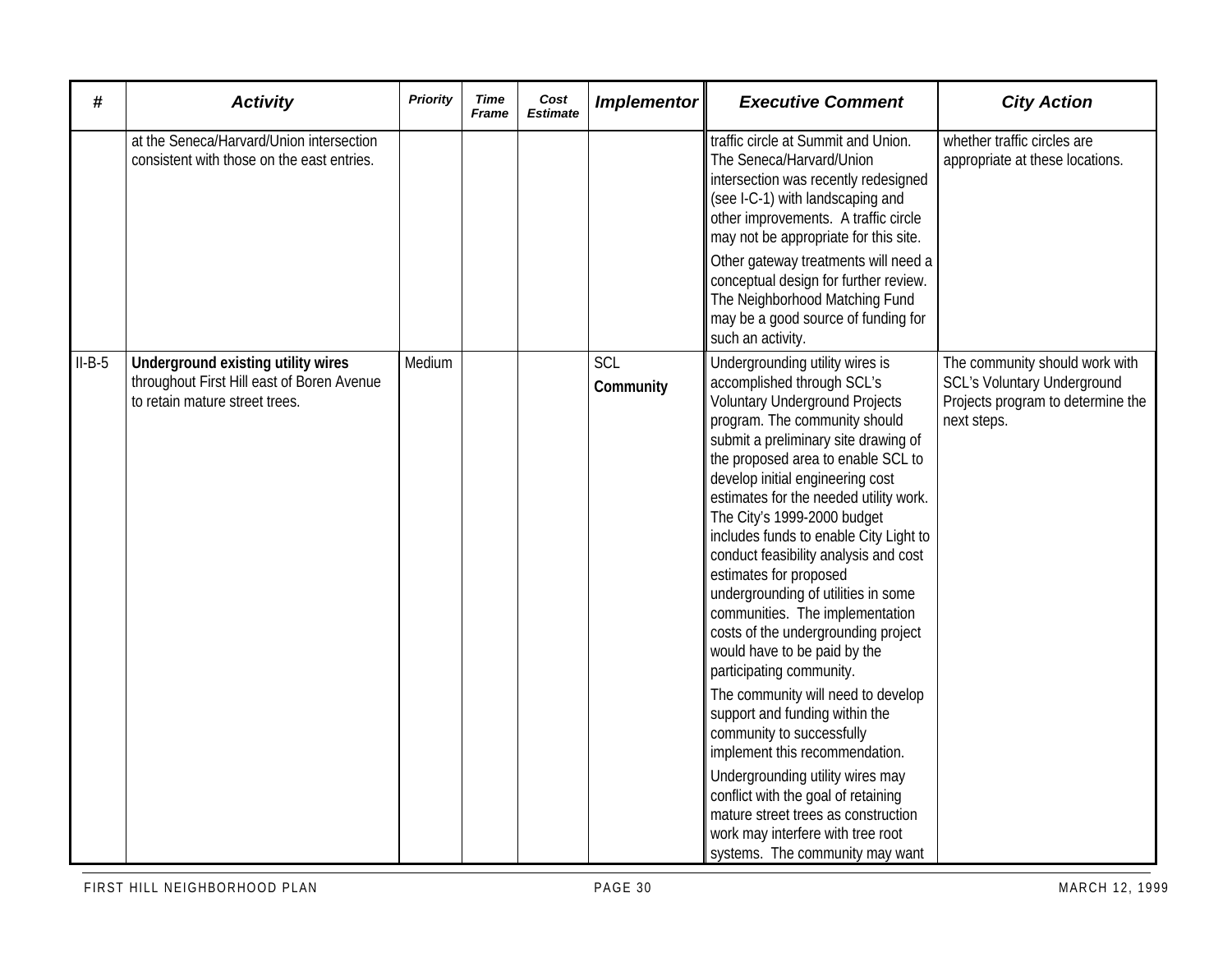| # | *Activity* | *Priority* | *Time Frame* | *Cost Estimate* | *Implementor* | *Executive Comment* | *City Action* |
|---|---|---|---|---|---|---|---|
| | at the Seneca/Harvard/Union intersection consistent with those on the east entries. | | | | | traffic circle at Summit and Union. The Seneca/Harvard/Union intersection was recently redesigned (see I-C-1) with landscaping and other improvements. A traffic circle may not be appropriate for this site.<br><br>Other gateway treatments will need a conceptual design for further review. The Neighborhood Matching Fund may be a good source of funding for such an activity. | whether traffic circles are appropriate at these locations. |
| II-B-5 | **Underground existing utility wires** throughout First Hill east of Boren Avenue to retain mature street trees. | Medium | | | SCL<br><br>**Community** | Undergrounding utility wires is accomplished through SCL's Voluntary Underground Projects program. The community should submit a preliminary site drawing of the proposed area to enable SCL to develop initial engineering cost estimates for the needed utility work. The City's 1999-2000 budget includes funds to enable City Light to conduct feasibility analysis and cost estimates for proposed undergrounding of utilities in some communities. The implementation costs of the undergrounding project would have to be paid by the participating community.<br><br>The community will need to develop support and funding within the community to successfully implement this recommendation.<br><br>Undergrounding utility wires may conflict with the goal of retaining mature street trees as construction work may interfere with tree root systems. The community may want | The community should work with SCL's Voluntary Underground Projects program to determine the next steps. |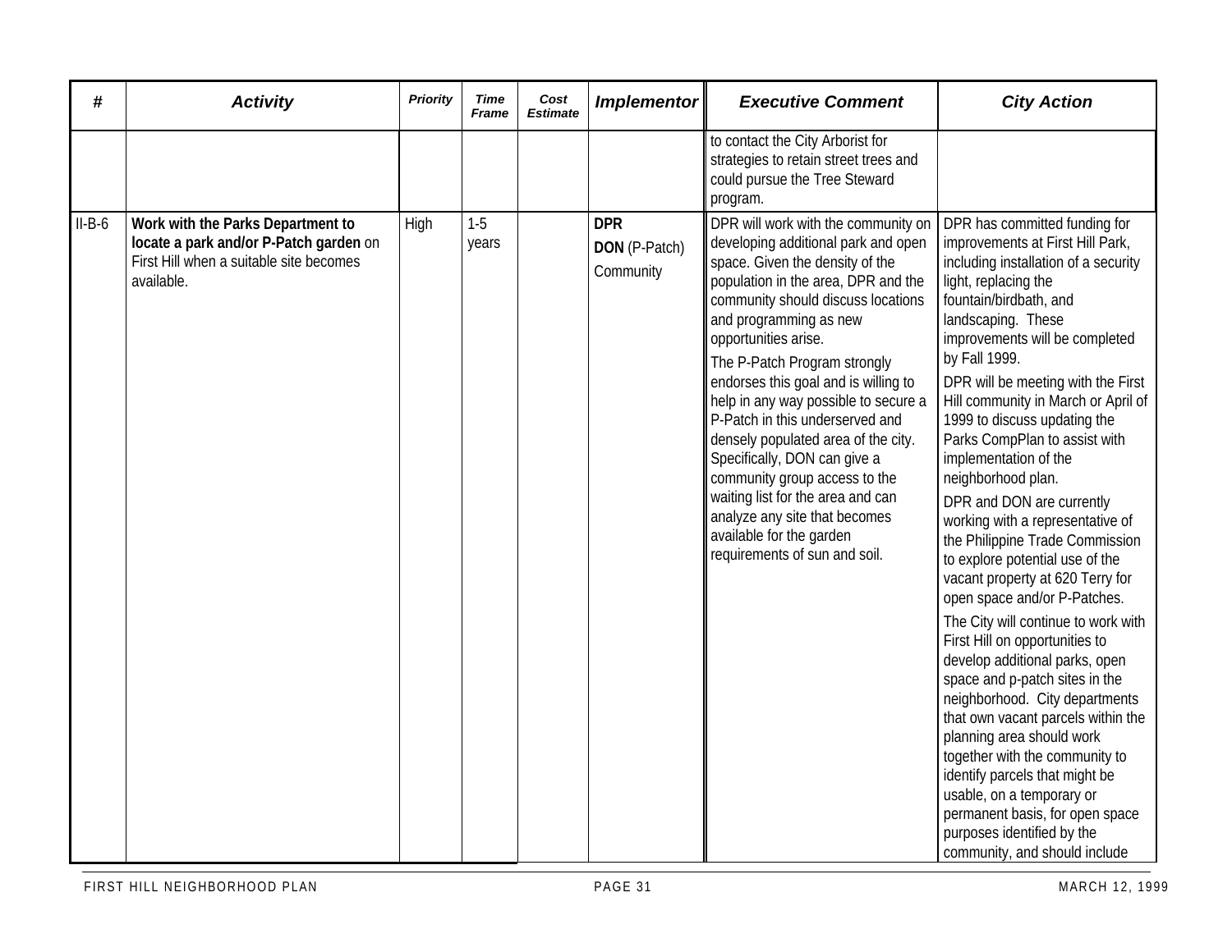| # | Activity | Priority | Time Frame | Cost Estimate | Implementor | Executive Comment | City Action |
|---|---|---|---|---|---|---|---|
| | | | | | | to contact the City Arborist for strategies to retain street trees and could pursue the Tree Steward program. | |
| II-B-6 | **Work with the Parks Department to locate a park and/or P-Patch garden** on First Hill when a suitable site becomes available. | High | 1-5 years | | **DPR**<br>**DON** (P-Patch)<br>Community | DPR will work with the community on developing additional park and open space. Given the density of the population in the area, DPR and the community should discuss locations and programming as new opportunities arise.<br>The P-Patch Program strongly endorses this goal and is willing to help in any way possible to secure a P-Patch in this underserved and densely populated area of the city. Specifically, DON can give a community group access to the waiting list for the area and can analyze any site that becomes available for the garden requirements of sun and soil. | DPR has committed funding for improvements at First Hill Park, including installation of a security light, replacing the fountain/birdbath, and landscaping. These improvements will be completed by Fall 1999.<br>DPR will be meeting with the First Hill community in March or April of 1999 to discuss updating the Parks CompPlan to assist with implementation of the neighborhood plan.<br>DPR and DON are currently working with a representative of the Philippine Trade Commission to explore potential use of the vacant property at 620 Terry for open space and/or P-Patches.<br>The City will continue to work with First Hill on opportunities to develop additional parks, open space and p-patch sites in the neighborhood. City departments that own vacant parcels within the planning area should work together with the community to identify parcels that might be usable, on a temporary or permanent basis, for open space purposes identified by the community, and should include |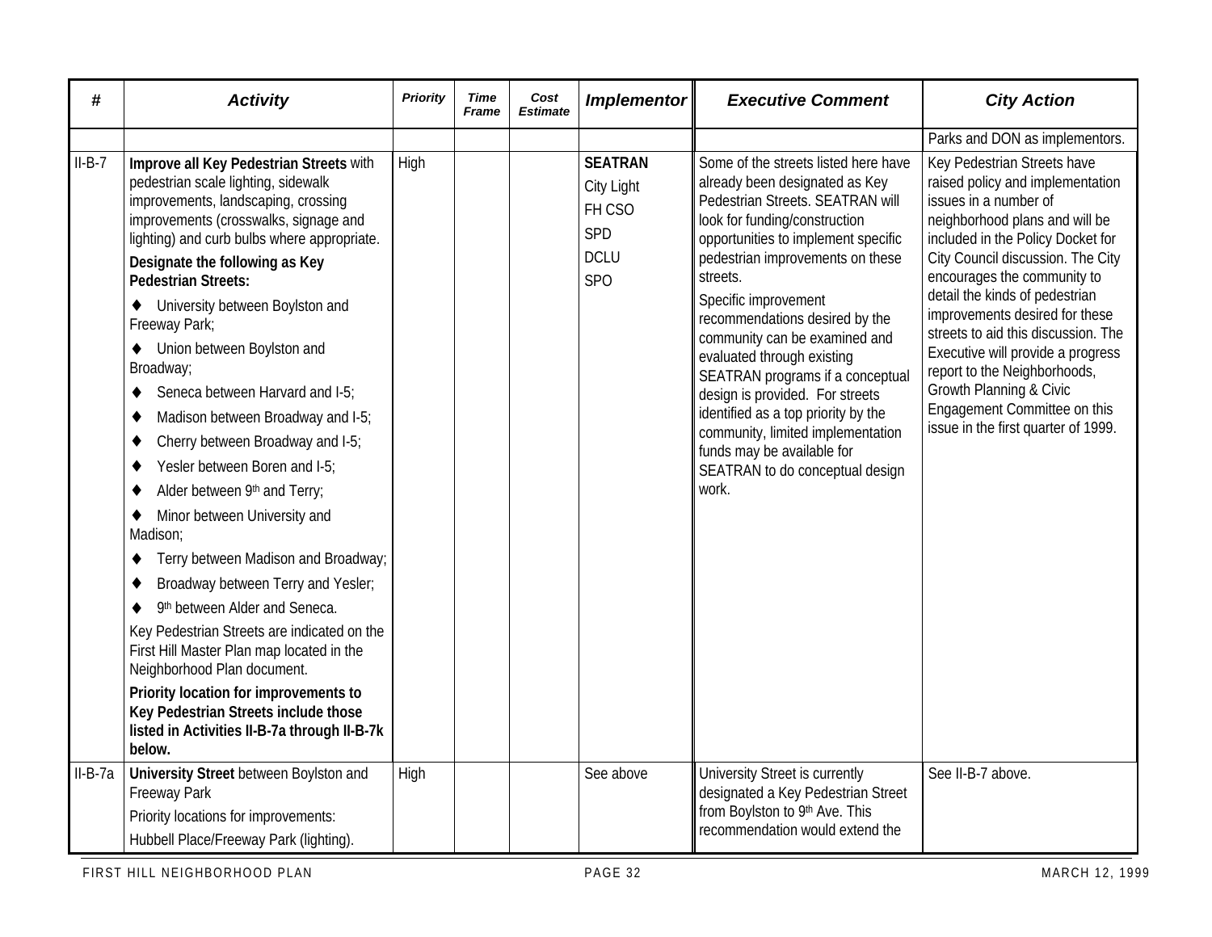| # | Activity | Priority | Time Frame | Cost Estimate | Implementor | Executive Comment | City Action |
|---|---|---|---|---|---|---|---|
| | | | | | | | Parks and DON as implementors. |
| II-B-7 | **Improve all Key Pedestrian Streets** with pedestrian scale lighting, sidewalk improvements, landscaping, crossing improvements (crosswalks, signage and lighting) and curb bulbs where appropriate.<br>**Designate the following as Key Pedestrian Streets:**<br>♦ University between Boylston and Freeway Park;<br>♦ Union between Boylston and Broadway;<br>♦ Seneca between Harvard and I-5;<br>♦ Madison between Broadway and I-5;<br>♦ Cherry between Broadway and I-5;<br>♦ Yesler between Boren and I-5;<br>♦ Alder between 9th and Terry;<br>♦ Minor between University and Madison;<br>♦ Terry between Madison and Broadway;<br>♦ Broadway between Terry and Yesler;<br>♦ 9th between Alder and Seneca.<br>Key Pedestrian Streets are indicated on the First Hill Master Plan map located in the Neighborhood Plan document.<br>**Priority location for improvements to Key Pedestrian Streets include those listed in Activities II-B-7a through II-B-7k below.** | High | | | **SEATRAN**<br>City Light<br>FH CSO<br>SPD<br>DCLU<br>SPO | Some of the streets listed here have already been designated as Key Pedestrian Streets. SEATRAN will look for funding/construction opportunities to implement specific pedestrian improvements on these streets.<br>Specific improvement recommendations desired by the community can be examined and evaluated through existing SEATRAN programs if a conceptual design is provided. For streets identified as a top priority by the community, limited implementation funds may be available for SEATRAN to do conceptual design work. | Key Pedestrian Streets have raised policy and implementation issues in a number of neighborhood plans and will be included in the Policy Docket for City Council discussion. The City encourages the community to detail the kinds of pedestrian improvements desired for these streets to aid this discussion. The Executive will provide a progress report to the Neighborhoods, Growth Planning & Civic Engagement Committee on this issue in the first quarter of 1999. |
| II-B-7a | **University Street** between Boylston and Freeway Park<br>Priority locations for improvements:<br>Hubbell Place/Freeway Park (lighting). | High | | | See above | University Street is currently designated a Key Pedestrian Street from Boylston to 9th Ave. This recommendation would extend the | See II-B-7 above. |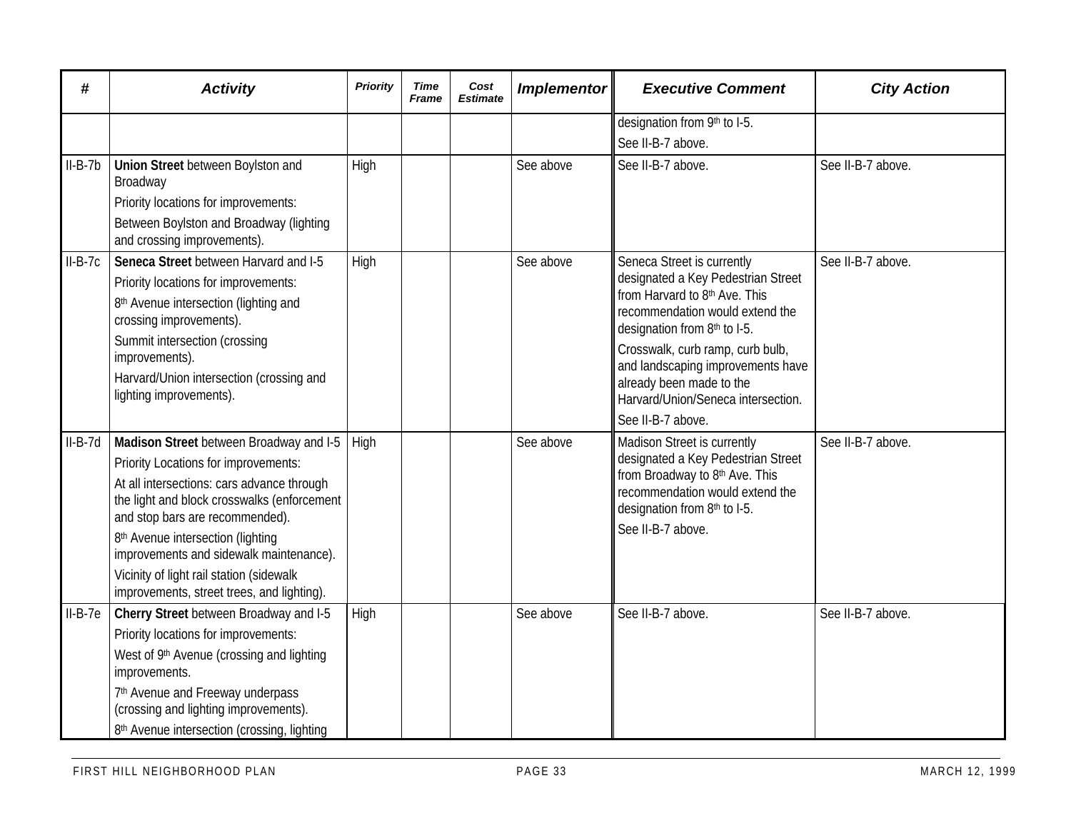| # | Activity | Priority | Time Frame | Cost Estimate | Implementor | Executive Comment | City Action |
|---|---|---|---|---|---|---|---|
| | | | | | | designation from 9th to I-5.<br>See II-B-7 above. | |
| II-B-7b | **Union Street** between Boylston and Broadway<br>Priority locations for improvements:<br>Between Boylston and Broadway (lighting and crossing improvements). | High | | | See above | See II-B-7 above. | See II-B-7 above. |
| II-B-7c | **Seneca Street** between Harvard and I-5<br>Priority locations for improvements:<br>8th Avenue intersection (lighting and crossing improvements).<br>Summit intersection (crossing improvements).<br>Harvard/Union intersection (crossing and lighting improvements). | High | | | See above | Seneca Street is currently designated a Key Pedestrian Street from Harvard to 8th Ave. This recommendation would extend the designation from 8th to I-5.<br>Crosswalk, curb ramp, curb bulb, and landscaping improvements have already been made to the Harvard/Union/Seneca intersection.<br>See II-B-7 above. | See II-B-7 above. |
| II-B-7d | **Madison Street** between Broadway and I-5<br>Priority Locations for improvements:<br>At all intersections: cars advance through the light and block crosswalks (enforcement and stop bars are recommended).<br>8th Avenue intersection (lighting improvements and sidewalk maintenance).<br>Vicinity of light rail station (sidewalk improvements, street trees, and lighting). | High | | | See above | Madison Street is currently designated a Key Pedestrian Street from Broadway to 8th Ave. This recommendation would extend the designation from 8th to I-5.<br>See II-B-7 above. | See II-B-7 above. |
| II-B-7e | **Cherry Street** between Broadway and I-5<br>Priority locations for improvements:<br>West of 9th Avenue (crossing and lighting improvements.<br>7th Avenue and Freeway underpass (crossing and lighting improvements).<br>8th Avenue intersection (crossing, lighting | High | | | See above | See II-B-7 above. | See II-B-7 above. |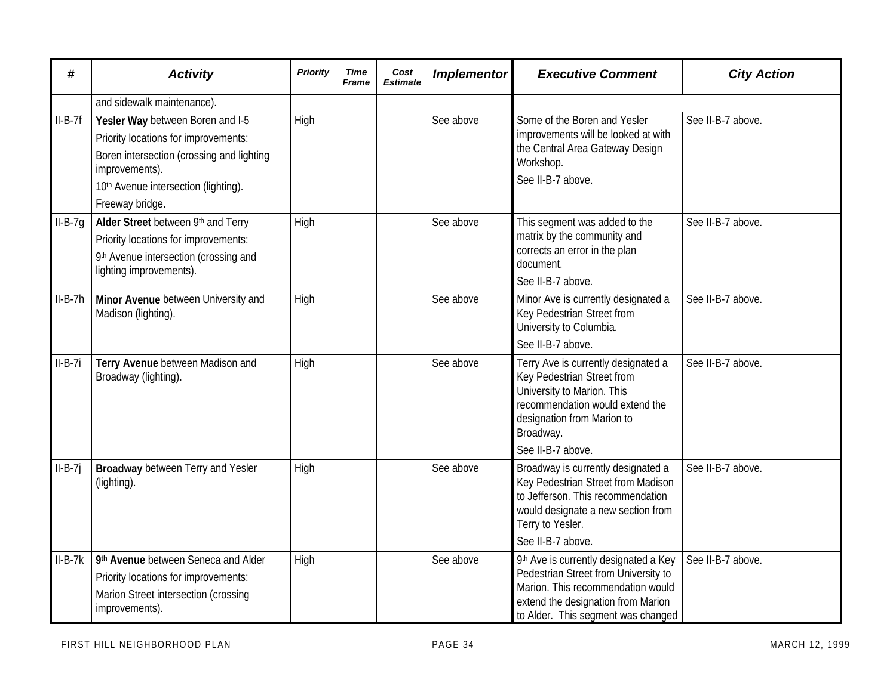| # | Activity | Priority | Time Frame | Cost Estimate | Implementor | Executive Comment | City Action |
|---|---|---|---|---|---|---|---|
| | and sidewalk maintenance). | | | | | | |
| II-B-7f | **Yesler Way** between Boren and I-5<br>Priority locations for improvements:<br>Boren intersection (crossing and lighting improvements).<br>10th Avenue intersection (lighting).<br>Freeway bridge. | High | | | See above | Some of the Boren and Yesler improvements will be looked at with the Central Area Gateway Design Workshop.<br>See II-B-7 above. | See II-B-7 above. |
| II-B-7g | **Alder Street** between 9th and Terry<br>Priority locations for improvements:<br>9th Avenue intersection (crossing and lighting improvements). | High | | | See above | This segment was added to the matrix by the community and corrects an error in the plan document.<br>See II-B-7 above. | See II-B-7 above. |
| II-B-7h | **Minor Avenue** between University and Madison (lighting). | High | | | See above | Minor Ave is currently designated a Key Pedestrian Street from University to Columbia.<br>See II-B-7 above. | See II-B-7 above. |
| II-B-7i | **Terry Avenue** between Madison and Broadway (lighting). | High | | | See above | Terry Ave is currently designated a Key Pedestrian Street from University to Marion. This recommendation would extend the designation from Marion to Broadway.<br>See II-B-7 above. | See II-B-7 above. |
| II-B-7j | **Broadway** between Terry and Yesler (lighting). | High | | | See above | Broadway is currently designated a Key Pedestrian Street from Madison to Jefferson. This recommendation would designate a new section from Terry to Yesler.<br>See II-B-7 above. | See II-B-7 above. |
| II-B-7k | **9th Avenue** between Seneca and Alder<br>Priority locations for improvements:<br>Marion Street intersection (crossing improvements). | High | | | See above | 9th Ave is currently designated a Key Pedestrian Street from University to Marion. This recommendation would extend the designation from Marion to Alder. This segment was changed | See II-B-7 above. |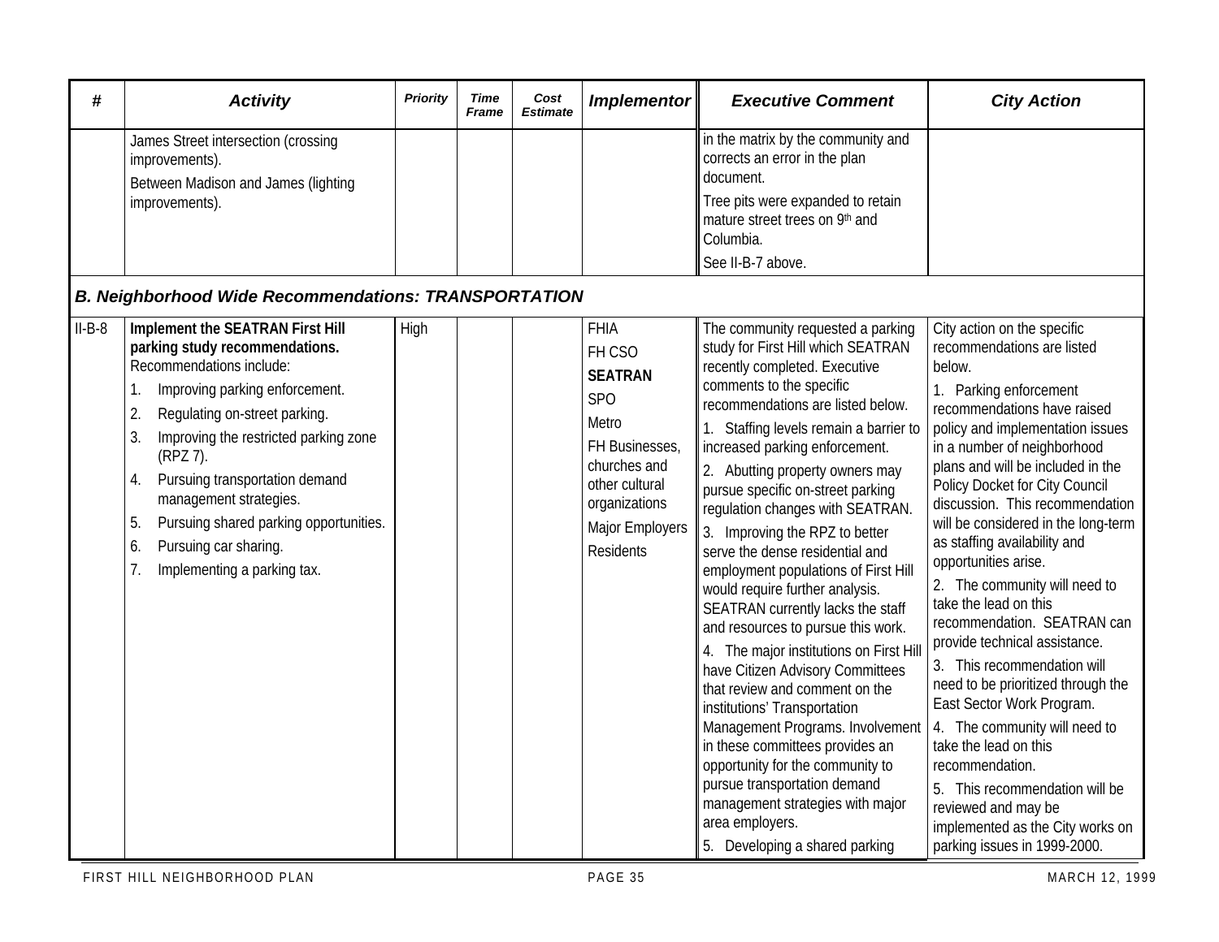| # | Activity | Priority | Time Frame | Cost Estimate | Implementor | Executive Comment | City Action |
|---|---|---|---|---|---|---|---|
| | James Street intersection (crossing improvements).<br>Between Madison and James (lighting improvements). | | | | | in the matrix by the community and corrects an error in the plan document.<br>Tree pits were expanded to retain mature street trees on 9th and Columbia.<br>See II-B-7 above. | |
| ***B. Neighborhood Wide Recommendations: TRANSPORTATION*** | | | | | | | |
| II-B-8 | **Implement the SEATRAN First Hill parking study recommendations.** Recommendations include:<br>1. Improving parking enforcement.<br>2. Regulating on-street parking.<br>3. Improving the restricted parking zone (RPZ 7).<br>4. Pursuing transportation demand management strategies.<br>5. Pursuing shared parking opportunities.<br>6. Pursuing car sharing.<br>7. Implementing a parking tax. | High | | | FHIA<br>FH CSO<br>**SEATRAN**<br>SPO<br>Metro<br>FH Businesses, churches and other cultural organizations<br>Major Employers<br>Residents | The community requested a parking study for First Hill which SEATRAN recently completed. Executive comments to the specific recommendations are listed below.<br>1. Staffing levels remain a barrier to increased parking enforcement.<br>2. Abutting property owners may pursue specific on-street parking regulation changes with SEATRAN.<br>3. Improving the RPZ to better serve the dense residential and employment populations of First Hill would require further analysis. SEATRAN currently lacks the staff and resources to pursue this work.<br>4. The major institutions on First Hill have Citizen Advisory Committees that review and comment on the institutions' Transportation Management Programs. Involvement in these committees provides an opportunity for the community to pursue transportation demand management strategies with major area employers.<br>5. Developing a shared parking | City action on the specific recommendations are listed below.<br>1. Parking enforcement recommendations have raised policy and implementation issues in a number of neighborhood plans and will be included in the Policy Docket for City Council discussion. This recommendation will be considered in the long-term as staffing availability and opportunities arise.<br>2. The community will need to take the lead on this recommendation. SEATRAN can provide technical assistance.<br>3. This recommendation will need to be prioritized through the East Sector Work Program.<br>4. The community will need to take the lead on this recommendation.<br>5. This recommendation will be reviewed and may be implemented as the City works on parking issues in 1999-2000. |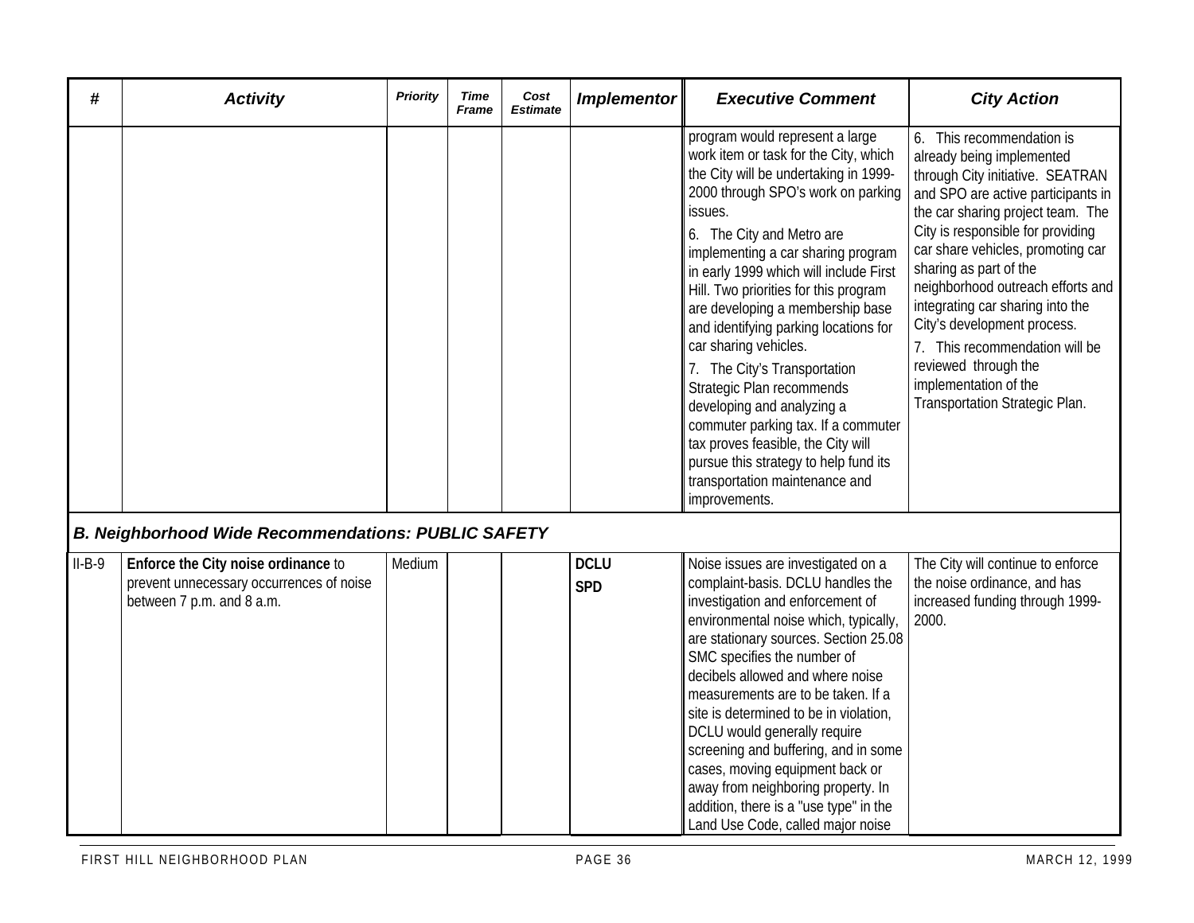| # | Activity | Priority | Time Frame | Cost Estimate | Implementor | Executive Comment | City Action |
|---|---|---|---|---|---|---|---|
| | | | | | | program would represent a large work item or task for the City, which the City will be undertaking in 1999-2000 through SPO's work on parking issues.<br><br>6. The City and Metro are implementing a car sharing program in early 1999 which will include First Hill. Two priorities for this program are developing a membership base and identifying parking locations for car sharing vehicles.<br><br>7. The City's Transportation Strategic Plan recommends developing and analyzing a commuter parking tax. If a commuter tax proves feasible, the City will pursue this strategy to help fund its transportation maintenance and improvements. | 6. This recommendation is already being implemented through City initiative. SEATRAN and SPO are active participants in the car sharing project team. The City is responsible for providing car share vehicles, promoting car sharing as part of the neighborhood outreach efforts and integrating car sharing into the City's development process.<br><br>7. This recommendation will be reviewed through the implementation of the Transportation Strategic Plan. |
| ***B. Neighborhood Wide Recommendations: PUBLIC SAFETY*** | | | | | | | |
| II-B-9 | **Enforce the City noise ordinance** to prevent unnecessary occurrences of noise between 7 p.m. and 8 a.m. | Medium | | | **DCLU**<br>**SPD** | Noise issues are investigated on a complaint-basis. DCLU handles the investigation and enforcement of environmental noise which, typically, are stationary sources. Section 25.08 SMC specifies the number of decibels allowed and where noise measurements are to be taken. If a site is determined to be in violation, DCLU would generally require screening and buffering, and in some cases, moving equipment back or away from neighboring property. In addition, there is a "use type" in the Land Use Code, called major noise | The City will continue to enforce the noise ordinance, and has increased funding through 1999-2000. |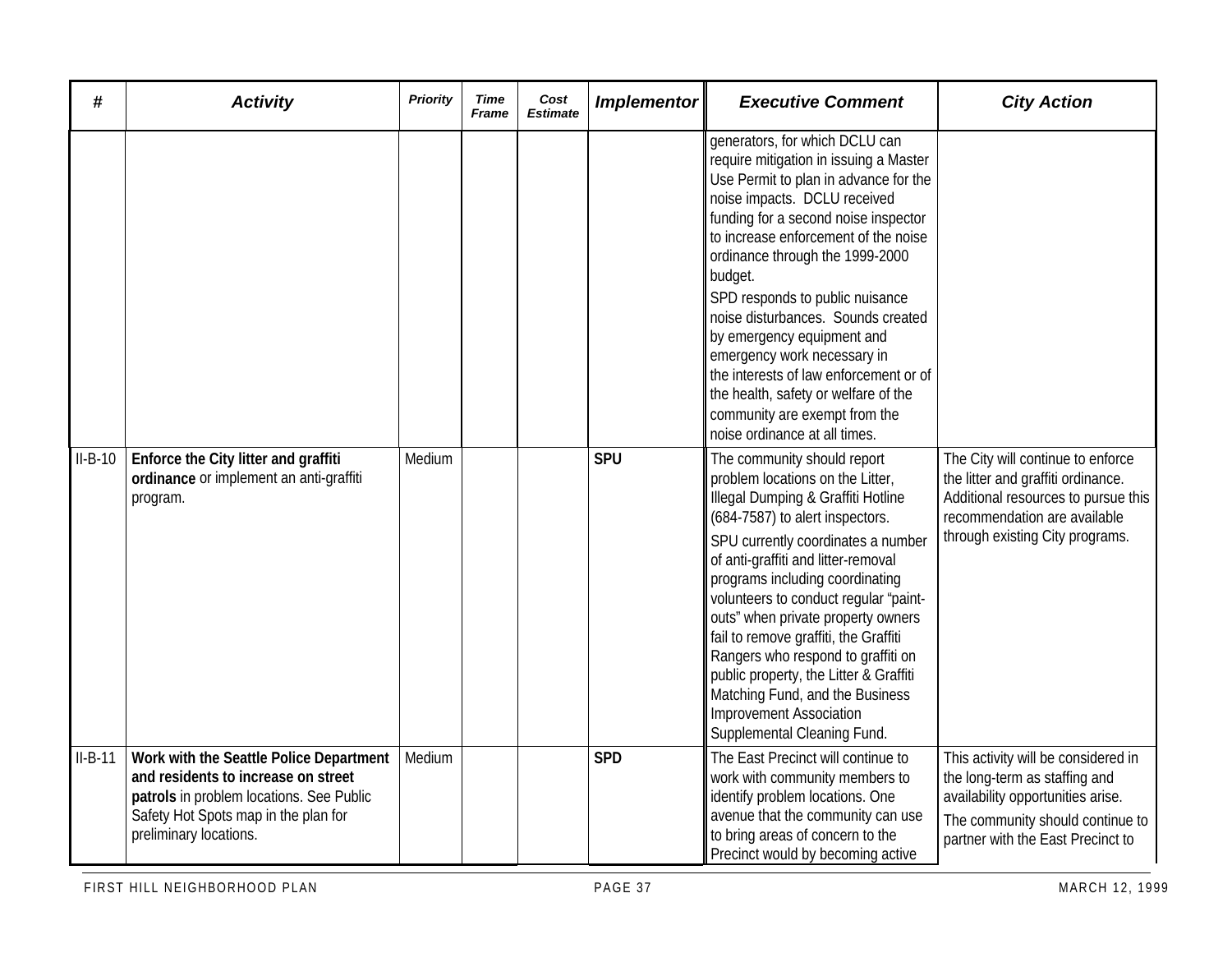| # | Activity | Priority | Time Frame | Cost Estimate | Implementor | Executive Comment | City Action |
|---|---|---|---|---|---|---|---|
| | | | | | | generators, for which DCLU can require mitigation in issuing a Master Use Permit to plan in advance for the noise impacts. DCLU received funding for a second noise inspector to increase enforcement of the noise ordinance through the 1999-2000 budget.<br>SPD responds to public nuisance noise disturbances. Sounds created by emergency equipment and emergency work necessary in the interests of law enforcement or of the health, safety or welfare of the community are exempt from the noise ordinance at all times. | |
| II-B-10 | **Enforce the City litter and graffiti ordinance** or implement an anti-graffiti program. | Medium | | | **SPU** | The community should report problem locations on the Litter, Illegal Dumping & Graffiti Hotline (684-7587) to alert inspectors.<br>SPU currently coordinates a number of anti-graffiti and litter-removal programs including coordinating volunteers to conduct regular "paint-outs" when private property owners fail to remove graffiti, the Graffiti Rangers who respond to graffiti on public property, the Litter & Graffiti Matching Fund, and the Business Improvement Association Supplemental Cleaning Fund. | The City will continue to enforce the litter and graffiti ordinance. Additional resources to pursue this recommendation are available through existing City programs. |
| II-B-11 | **Work with the Seattle Police Department and residents to increase on street patrols** in problem locations. See Public Safety Hot Spots map in the plan for preliminary locations. | Medium | | | **SPD** | The East Precinct will continue to work with community members to identify problem locations. One avenue that the community can use to bring areas of concern to the Precinct would by becoming active | This activity will be considered in the long-term as staffing and availability opportunities arise.<br>The community should continue to partner with the East Precinct to |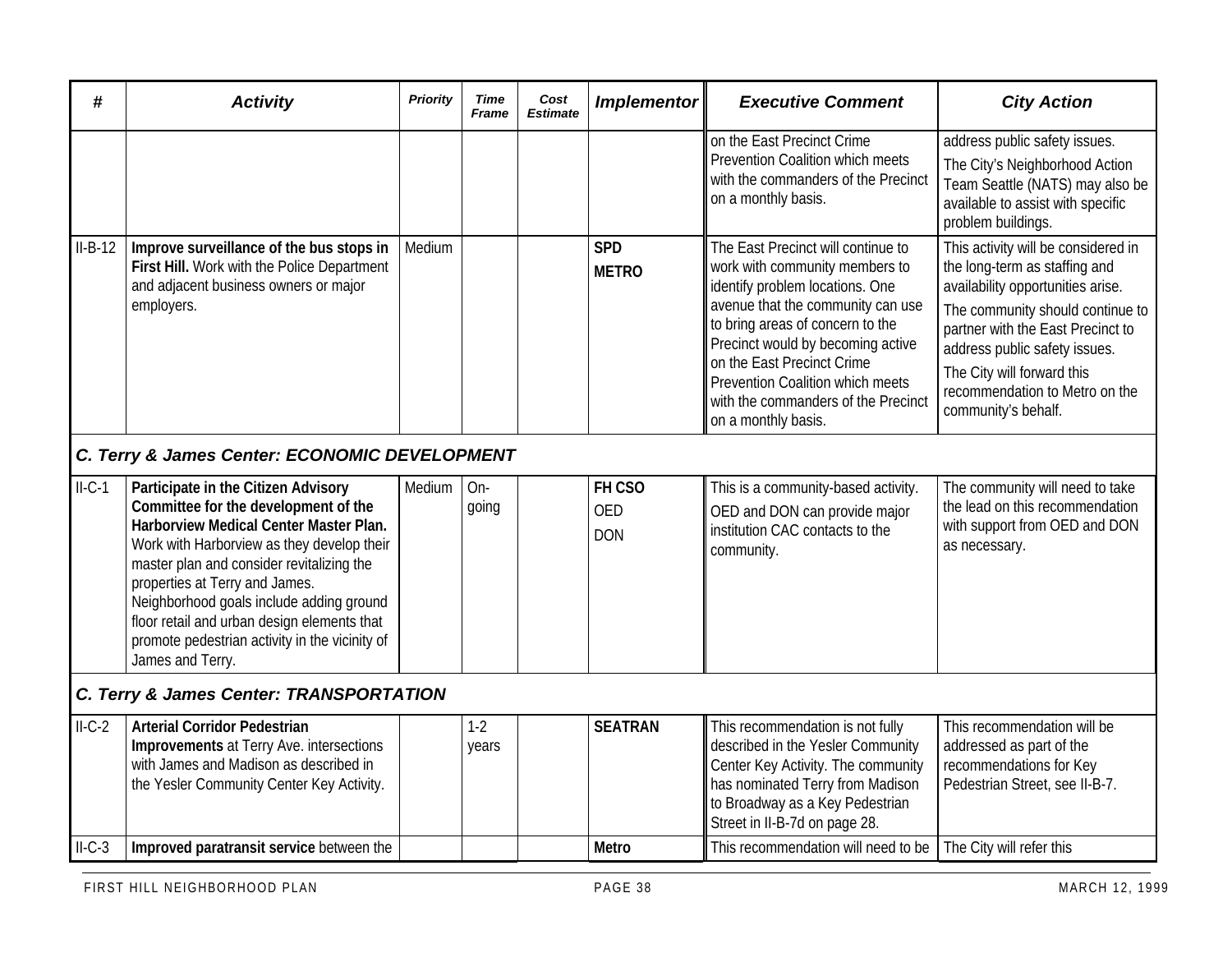| # | Activity | Priority | Time Frame | Cost Estimate | Implementor | Executive Comment | City Action |
|---|---|---|---|---|---|---|---|
| | | | | | | on the East Precinct Crime Prevention Coalition which meets with the commanders of the Precinct on a monthly basis. | address public safety issues. The City's Neighborhood Action Team Seattle (NATS) may also be available to assist with specific problem buildings. |
| II-B-12 | **Improve surveillance of the bus stops in First Hill.** Work with the Police Department and adjacent business owners or major employers. | Medium | | | **SPD** **METRO** | The East Precinct will continue to work with community members to identify problem locations. One avenue that the community can use to bring areas of concern to the Precinct would by becoming active on the East Precinct Crime Prevention Coalition which meets with the commanders of the Precinct on a monthly basis. | This activity will be considered in the long-term as staffing and availability opportunities arise. The community should continue to partner with the East Precinct to address public safety issues. The City will forward this recommendation to Metro on the community's behalf. |
| ***C. Terry & James Center: ECONOMIC DEVELOPMENT*** | | | | | | | |
| II-C-1 | **Participate in the Citizen Advisory Committee for the development of the Harborview Medical Center Master Plan.** Work with Harborview as they develop their master plan and consider revitalizing the properties at Terry and James. Neighborhood goals include adding ground floor retail and urban design elements that promote pedestrian activity in the vicinity of James and Terry. | Medium | On-going | | **FH CSO** OED DON | This is a community-based activity. OED and DON can provide major institution CAC contacts to the community. | The community will need to take the lead on this recommendation with support from OED and DON as necessary. |
| ***C. Terry & James Center: TRANSPORTATION*** | | | | | | | |
| II-C-2 | **Arterial Corridor Pedestrian Improvements** at Terry Ave. intersections with James and Madison as described in the Yesler Community Center Key Activity. | | 1-2 years | | **SEATRAN** | This recommendation is not fully described in the Yesler Community Center Key Activity. The community has nominated Terry from Madison to Broadway as a Key Pedestrian Street in II-B-7d on page 28. | This recommendation will be addressed as part of the recommendations for Key Pedestrian Street, see II-B-7. |
| II-C-3 | **Improved paratransit service** between the | | | | **Metro** | This recommendation will need to be | The City will refer this |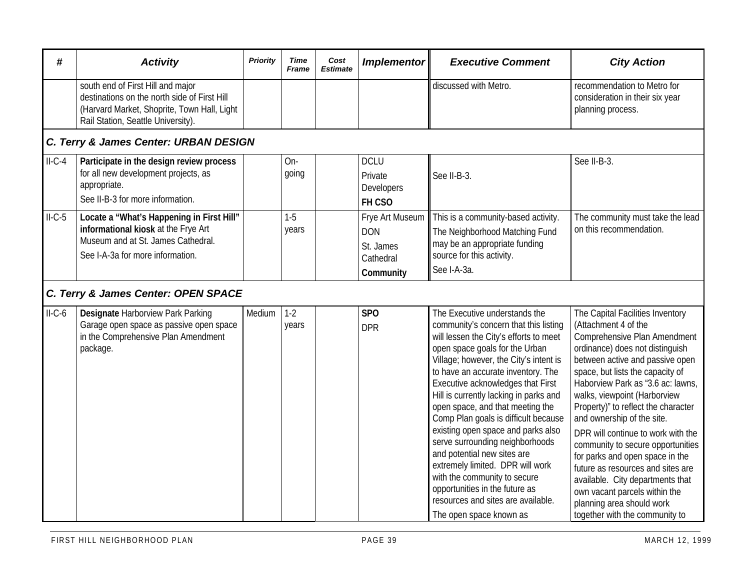| # | Activity | Priority | Time Frame | Cost Estimate | Implementor | Executive Comment | City Action |
|---|---|---|---|---|---|---|---|
| | south end of First Hill and major destinations on the north side of First Hill (Harvard Market, Shoprite, Town Hall, Light Rail Station, Seattle University). | | | | | discussed with Metro. | recommendation to Metro for consideration in their six year planning process. |
| ***C. Terry & James Center: URBAN DESIGN*** | | | | | | | |
| II-C-4 | **Participate in the design review process** for all new development projects, as appropriate. See II-B-3 for more information. | | On-going | | DCLU<br>Private Developers<br>**FH CSO** | See II-B-3. | See II-B-3. |
| II-C-5 | **Locate a "What's Happening in First Hill" informational kiosk** at the Frye Art Museum and at St. James Cathedral. See I-A-3a for more information. | | 1-5 years | | Frye Art Museum<br>DON<br>St. James Cathedral<br>**Community** | This is a community-based activity. The Neighborhood Matching Fund may be an appropriate funding source for this activity. See I-A-3a. | The community must take the lead on this recommendation. |
| ***C. Terry & James Center: OPEN SPACE*** | | | | | | | |
| II-C-6 | **Designate** Harborview Park Parking Garage open space as passive open space in the Comprehensive Plan Amendment package. | Medium | 1-2 years | | **SPO**<br>DPR | The Executive understands the community's concern that this listing will lessen the City's efforts to meet open space goals for the Urban Village; however, the City's intent is to have an accurate inventory. The Executive acknowledges that First Hill is currently lacking in parks and open space, and that meeting the Comp Plan goals is difficult because existing open space and parks also serve surrounding neighborhoods and potential new sites are extremely limited. DPR will work with the community to secure opportunities in the future as resources and sites are available. The open space known as | The Capital Facilities Inventory (Attachment 4 of the Comprehensive Plan Amendment ordinance) does not distinguish between active and passive open space, but lists the capacity of Haborview Park as "3.6 ac: lawns, walks, viewpoint (Harborview Property)" to reflect the character and ownership of the site. DPR will continue to work with the community to secure opportunities for parks and open space in the future as resources and sites are available. City departments that own vacant parcels within the planning area should work together with the community to |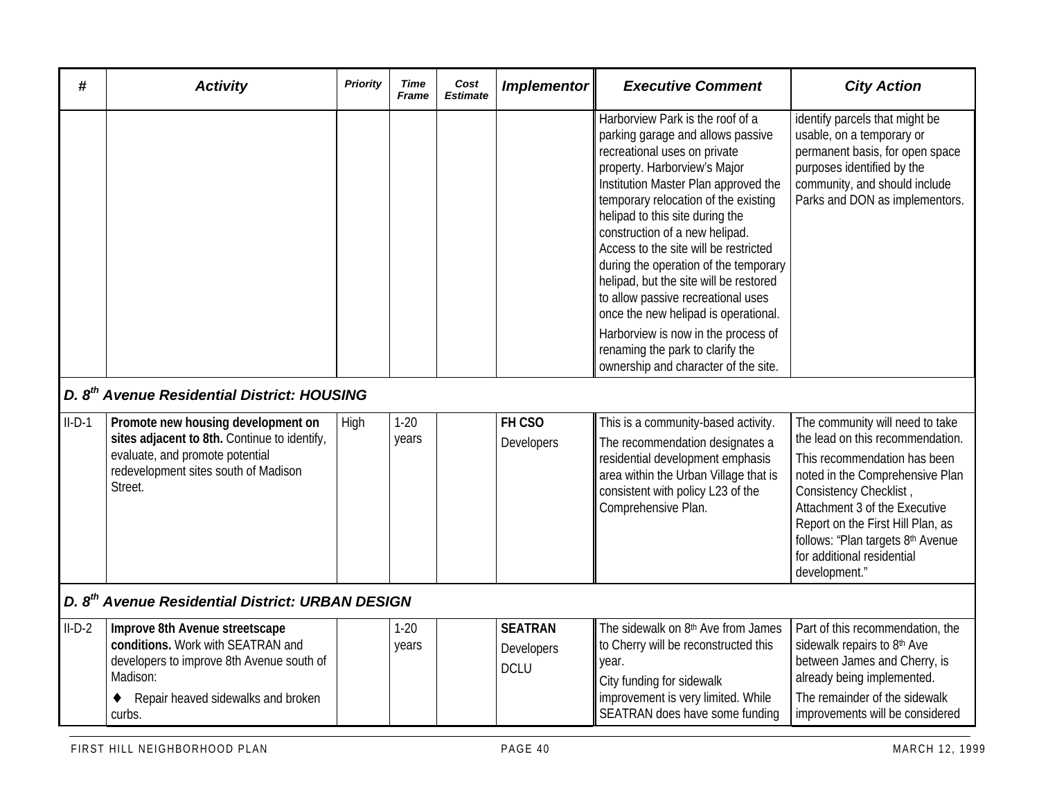| # | Activity | Priority | Time Frame | Cost Estimate | Implementor | Executive Comment | City Action |
|---|---|---|---|---|---|---|---|
| | | | | | | Harborview Park is the roof of a parking garage and allows passive recreational uses on private property. Harborview's Major Institution Master Plan approved the temporary relocation of the existing helipad to this site during the construction of a new helipad. Access to the site will be restricted during the operation of the temporary helipad, but the site will be restored to allow passive recreational uses once the new helipad is operational.<br><br>Harborview is now in the process of renaming the park to clarify the ownership and character of the site. | identify parcels that might be usable, on a temporary or permanent basis, for open space purposes identified by the community, and should include Parks and DON as implementors. |
| ***D. 8th Avenue Residential District: HOUSING*** | | | | | | | |
| II-D-1 | **Promote new housing development on sites adjacent to 8th.** Continue to identify, evaluate, and promote potential redevelopment sites south of Madison Street. | High | 1-20 years | | **FH CSO**<br>Developers | This is a community-based activity.<br><br>The recommendation designates a residential development emphasis area within the Urban Village that is consistent with policy L23 of the Comprehensive Plan. | The community will need to take the lead on this recommendation.<br><br>This recommendation has been noted in the Comprehensive Plan Consistency Checklist , Attachment 3 of the Executive Report on the First Hill Plan, as follows: "Plan targets 8th Avenue for additional residential development." |
| ***D. 8th Avenue Residential District: URBAN DESIGN*** | | | | | | | |
| II-D-2 | **Improve 8th Avenue streetscape conditions.** Work with SEATRAN and developers to improve 8th Avenue south of Madison:<br><br>♦ Repair heaved sidewalks and broken curbs. | | 1-20 years | | **SEATRAN**<br>Developers<br>DCLU | The sidewalk on 8th Ave from James to Cherry will be reconstructed this year.<br><br>City funding for sidewalk improvement is very limited. While SEATRAN does have some funding | Part of this recommendation, the sidewalk repairs to 8th Ave between James and Cherry, is already being implemented.<br><br>The remainder of the sidewalk improvements will be considered |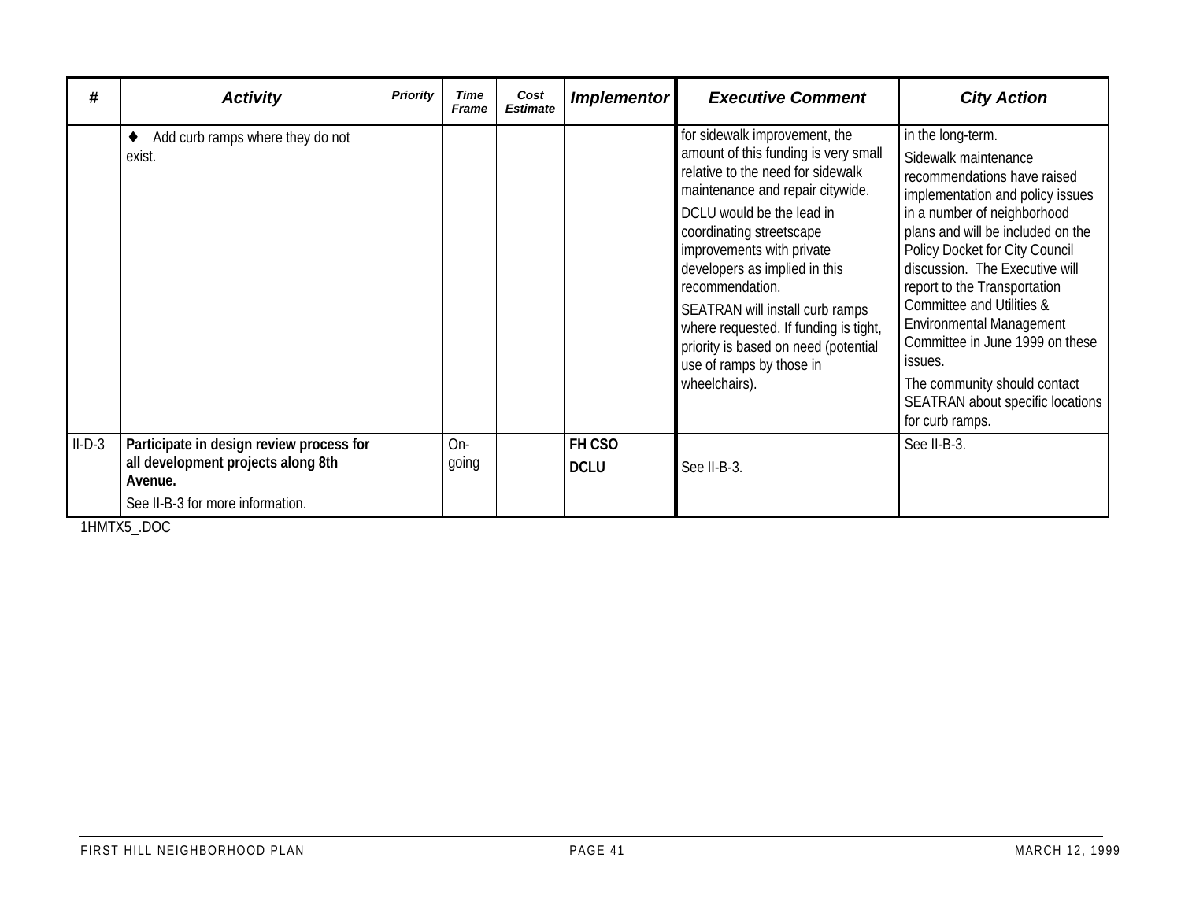| # | Activity | Priority | Time Frame | Cost Estimate | Implementor | Executive Comment | City Action |
|---|---|---|---|---|---|---|---|
| | ♦ Add curb ramps where they do not exist. | | | | | for sidewalk improvement, the amount of this funding is very small relative to the need for sidewalk maintenance and repair citywide.<br>DCLU would be the lead in coordinating streetscape improvements with private developers as implied in this recommendation.<br>SEATRAN will install curb ramps where requested. If funding is tight, priority is based on need (potential use of ramps by those in wheelchairs). | in the long-term.<br>Sidewalk maintenance recommendations have raised implementation and policy issues in a number of neighborhood plans and will be included on the Policy Docket for City Council discussion. The Executive will report to the Transportation Committee and Utilities & Environmental Management Committee in June 1999 on these issues.<br>The community should contact SEATRAN about specific locations for curb ramps. |
| II-D-3 | **Participate in design review process for all development projects along 8th Avenue.**<br>See II-B-3 for more information. | | On-going | | **FH CSO**<br>**DCLU** | See II-B-3. | See II-B-3. |

1HMTX5_.DOC